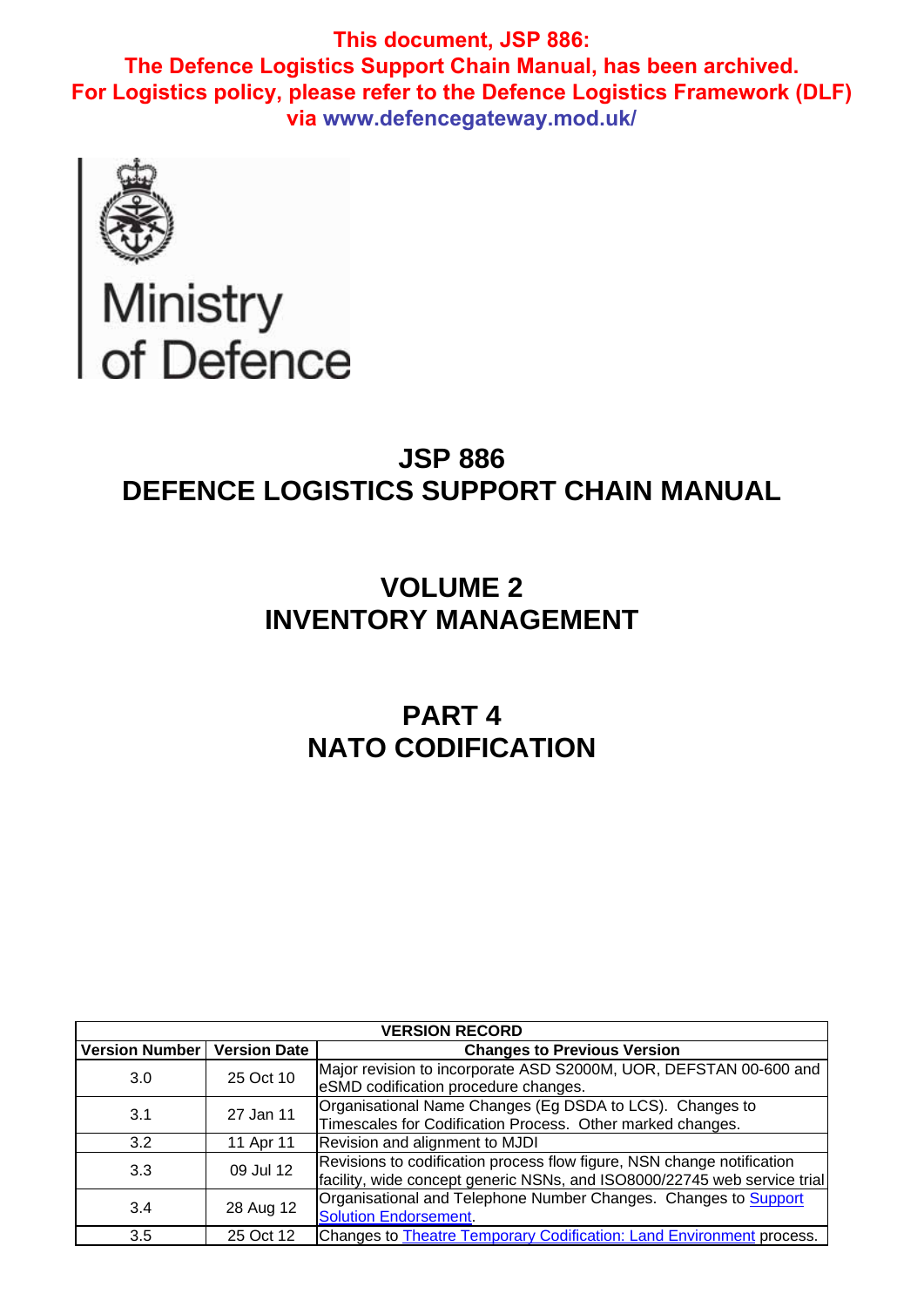**This document, JSP 886:**
**The Defence Logistics Support Chain Manual, has been archived.**
**For Logistics policy, please refer to the Defence Logistics Framework (DLF)**
**via www.defencegateway.mod.uk/**

Ministry of Defence

# JSP 886
# DEFENCE LOGISTICS SUPPORT CHAIN MANUAL

# VOLUME 2
# INVENTORY MANAGEMENT

# PART 4
# NATO CODIFICATION

| VERSION RECORD | | |
|---|---|---|
| **Version Number** | **Version Date** | **Changes to Previous Version** |
| 3.0 | 25 Oct 10 | Major revision to incorporate ASD S2000M, UOR, DEFSTAN 00-600 and eSMD codification procedure changes. |
| 3.1 | 27 Jan 11 | Organisational Name Changes (Eg DSDA to LCS). Changes to Timescales for Codification Process. Other marked changes. |
| 3.2 | 11 Apr 11 | Revision and alignment to MJDI |
| 3.3 | 09 Jul 12 | Revisions to codification process flow figure, NSN change notification facility, wide concept generic NSNs, and ISO8000/22745 web service trial |
| 3.4 | 28 Aug 12 | Organisational and Telephone Number Changes. Changes to Support Solution Endorsement. |
| 3.5 | 25 Oct 12 | Changes to Theatre Temporary Codification: Land Environment process. |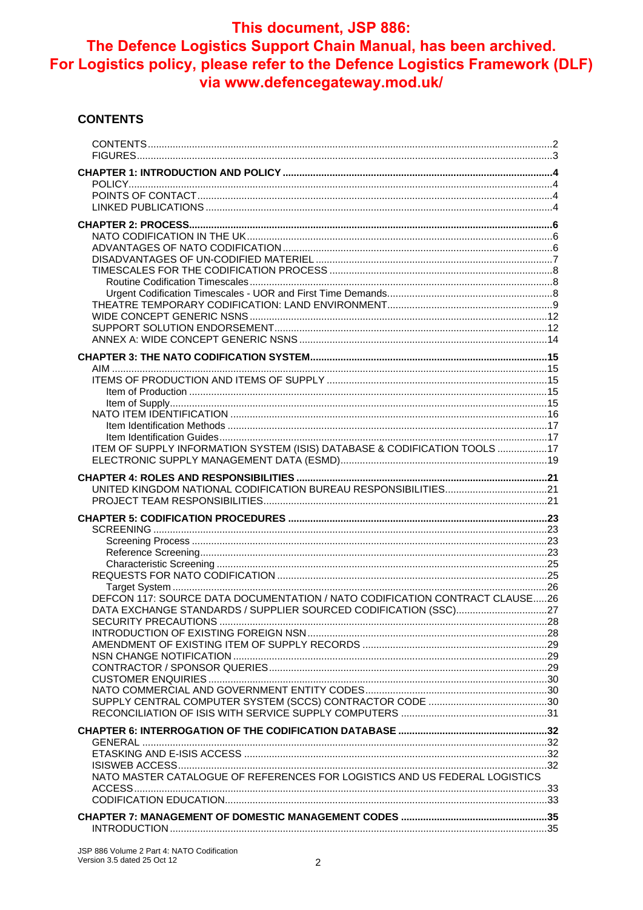**This document, JSP 886: The Defence Logistics Support Chain Manual, has been archived. For Logistics policy, please refer to the Defence Logistics Framework (DLF) via www.defencegateway.mod.uk/**

## CONTENTS

- CONTENTS ....2
- FIGURES ....3

**CHAPTER 1: INTRODUCTION AND POLICY ....4**
- POLICY ....4
- POINTS OF CONTACT ....4
- LINKED PUBLICATIONS ....4

**CHAPTER 2: PROCESS ....6**
- NATO CODIFICATION IN THE UK ....6
- ADVANTAGES OF NATO CODIFICATION ....6
- DISADVANTAGES OF UN-CODIFIED MATERIEL ....7
- TIMESCALES FOR THE CODIFICATION PROCESS ....8
  - Routine Codification Timescales ....8
  - Urgent Codification Timescales - UOR and First Time Demands ....8
- THEATRE TEMPORARY CODIFICATION: LAND ENVIRONMENT ....9
- WIDE CONCEPT GENERIC NSNS ....12
- SUPPORT SOLUTION ENDORSEMENT ....12
- ANNEX A: WIDE CONCEPT GENERIC NSNS ....14

**CHAPTER 3: THE NATO CODIFICATION SYSTEM ....15**
- AIM ....15
- ITEMS OF PRODUCTION AND ITEMS OF SUPPLY ....15
  - Item of Production ....15
  - Item of Supply ....15
- NATO ITEM IDENTIFICATION ....16
  - Item Identification Methods ....17
  - Item Identification Guides ....17
- ITEM OF SUPPLY INFORMATION SYSTEM (ISIS) DATABASE & CODIFICATION TOOLS ....17
- ELECTRONIC SUPPLY MANAGEMENT DATA (ESMD) ....19

**CHAPTER 4: ROLES AND RESPONSIBILITIES ....21**
- UNITED KINGDOM NATIONAL CODIFICATION BUREAU RESPONSIBILITIES ....21
- PROJECT TEAM RESPONSIBILITIES ....21

**CHAPTER 5: CODIFICATION PROCEDURES ....23**
- SCREENING ....23
  - Screening Process ....23
  - Reference Screening ....23
  - Characteristic Screening ....25
- REQUESTS FOR NATO CODIFICATION ....25
  - Target System ....26
- DEFCON 117: SOURCE DATA DOCUMENTATION / NATO CODIFICATION CONTRACT CLAUSE ....26
- DATA EXCHANGE STANDARDS / SUPPLIER SOURCED CODIFICATION (SSC) ....27
- SECURITY PRECAUTIONS ....28
- INTRODUCTION OF EXISTING FOREIGN NSN ....28
- AMENDMENT OF EXISTING ITEM OF SUPPLY RECORDS ....29
- NSN CHANGE NOTIFICATION ....29
- CONTRACTOR / SPONSOR QUERIES ....29
- CUSTOMER ENQUIRIES ....30
- NATO COMMERCIAL AND GOVERNMENT ENTITY CODES ....30
- SUPPLY CENTRAL COMPUTER SYSTEM (SCCS) CONTRACTOR CODE ....30
- RECONCILIATION OF ISIS WITH SERVICE SUPPLY COMPUTERS ....31

**CHAPTER 6: INTERROGATION OF THE CODIFICATION DATABASE ....32**
- GENERAL ....32
- ETASKING AND E-ISIS ACCESS ....32
- ISISWEB ACCESS ....32
- NATO MASTER CATALOGUE OF REFERENCES FOR LOGISTICS AND US FEDERAL LOGISTICS ACCESS ....33
- CODIFICATION EDUCATION ....33

**CHAPTER 7: MANAGEMENT OF DOMESTIC MANAGEMENT CODES ....35**
- INTRODUCTION ....35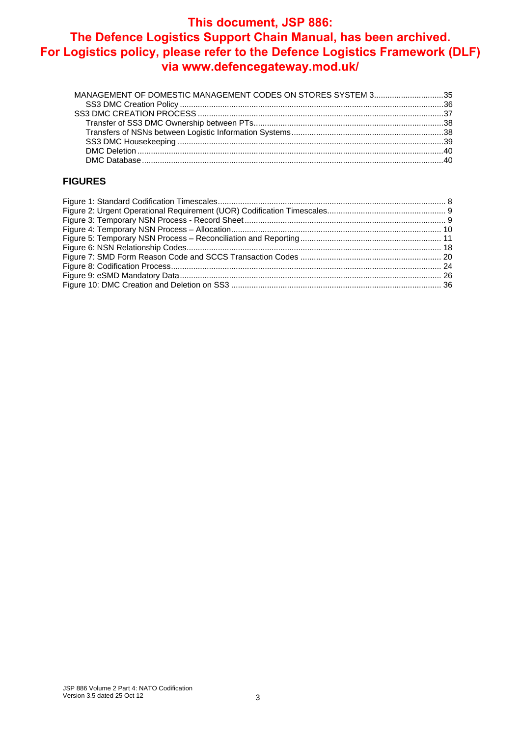**This document, JSP 886: The Defence Logistics Support Chain Manual, has been archived. For Logistics policy, please refer to the Defence Logistics Framework (DLF) via www.defencegateway.mod.uk/**

MANAGEMENT OF DOMESTIC MANAGEMENT CODES ON STORES SYSTEM 3 ....35
- SS3 DMC Creation Policy ....36

SS3 DMC CREATION PROCESS ....37
- Transfer of SS3 DMC Ownership between PTs ....38
- Transfers of NSNs between Logistic Information Systems ....38
- SS3 DMC Housekeeping ....39
- DMC Deletion ....40
- DMC Database ....40

## FIGURES

Figure 1: Standard Codification Timescales .... 8
Figure 2: Urgent Operational Requirement (UOR) Codification Timescales .... 9
Figure 3: Temporary NSN Process - Record Sheet .... 9
Figure 4: Temporary NSN Process – Allocation .... 10
Figure 5: Temporary NSN Process – Reconciliation and Reporting .... 11
Figure 6: NSN Relationship Codes .... 18
Figure 7: SMD Form Reason Code and SCCS Transaction Codes .... 20
Figure 8: Codification Process .... 24
Figure 9: eSMD Mandatory Data .... 26
Figure 10: DMC Creation and Deletion on SS3 .... 36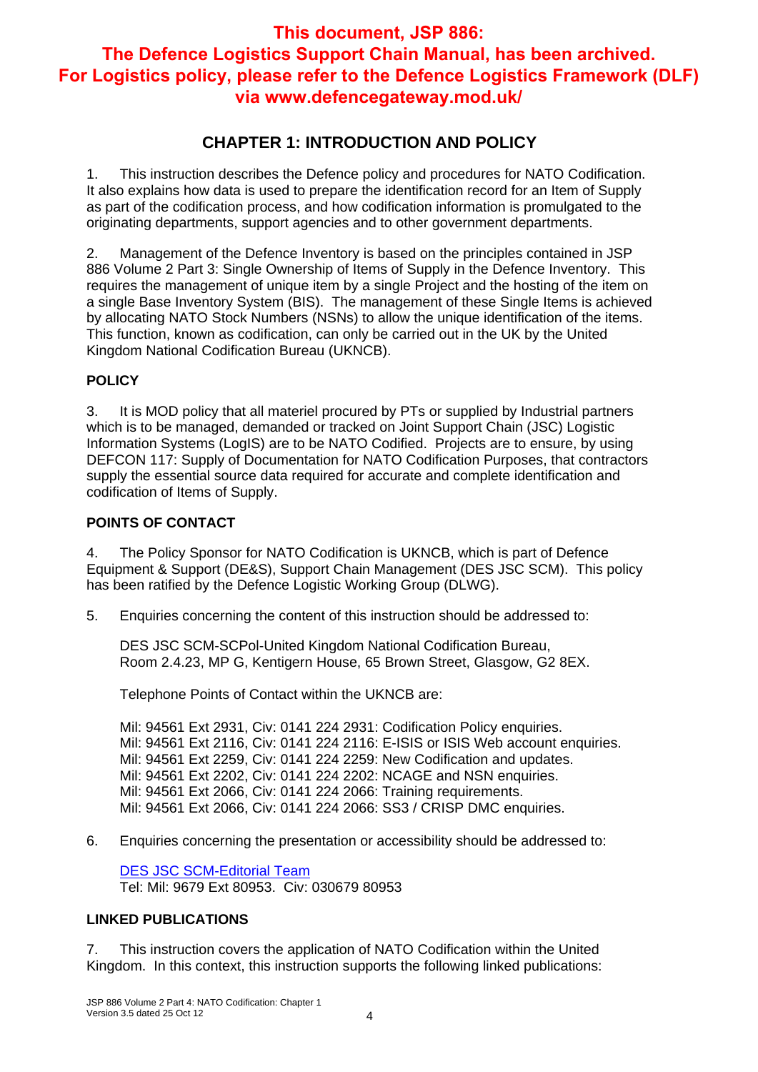**This document, JSP 886: The Defence Logistics Support Chain Manual, has been archived. For Logistics policy, please refer to the Defence Logistics Framework (DLF) via www.defencegateway.mod.uk/**

# CHAPTER 1: INTRODUCTION AND POLICY

1. This instruction describes the Defence policy and procedures for NATO Codification. It also explains how data is used to prepare the identification record for an Item of Supply as part of the codification process, and how codification information is promulgated to the originating departments, support agencies and to other government departments.

2. Management of the Defence Inventory is based on the principles contained in JSP 886 Volume 2 Part 3: Single Ownership of Items of Supply in the Defence Inventory. This requires the management of unique item by a single Project and the hosting of the item on a single Base Inventory System (BIS). The management of these Single Items is achieved by allocating NATO Stock Numbers (NSNs) to allow the unique identification of the items. This function, known as codification, can only be carried out in the UK by the United Kingdom National Codification Bureau (UKNCB).

## POLICY

3. It is MOD policy that all materiel procured by PTs or supplied by Industrial partners which is to be managed, demanded or tracked on Joint Support Chain (JSC) Logistic Information Systems (LogIS) are to be NATO Codified. Projects are to ensure, by using DEFCON 117: Supply of Documentation for NATO Codification Purposes, that contractors supply the essential source data required for accurate and complete identification and codification of Items of Supply.

## POINTS OF CONTACT

4. The Policy Sponsor for NATO Codification is UKNCB, which is part of Defence Equipment & Support (DE&S), Support Chain Management (DES JSC SCM). This policy has been ratified by the Defence Logistic Working Group (DLWG).

5. Enquiries concerning the content of this instruction should be addressed to:

DES JSC SCM-SCPol-United Kingdom National Codification Bureau,
Room 2.4.23, MP G, Kentigern House, 65 Brown Street, Glasgow, G2 8EX.

Telephone Points of Contact within the UKNCB are:

Mil: 94561 Ext 2931, Civ: 0141 224 2931: Codification Policy enquiries.
Mil: 94561 Ext 2116, Civ: 0141 224 2116: E-ISIS or ISIS Web account enquiries.
Mil: 94561 Ext 2259, Civ: 0141 224 2259: New Codification and updates.
Mil: 94561 Ext 2202, Civ: 0141 224 2202: NCAGE and NSN enquiries.
Mil: 94561 Ext 2066, Civ: 0141 224 2066: Training requirements.
Mil: 94561 Ext 2066, Civ: 0141 224 2066: SS3 / CRISP DMC enquiries.

6. Enquiries concerning the presentation or accessibility should be addressed to:

DES JSC SCM-Editorial Team
Tel: Mil: 9679 Ext 80953. Civ: 030679 80953

## LINKED PUBLICATIONS

7. This instruction covers the application of NATO Codification within the United Kingdom. In this context, this instruction supports the following linked publications: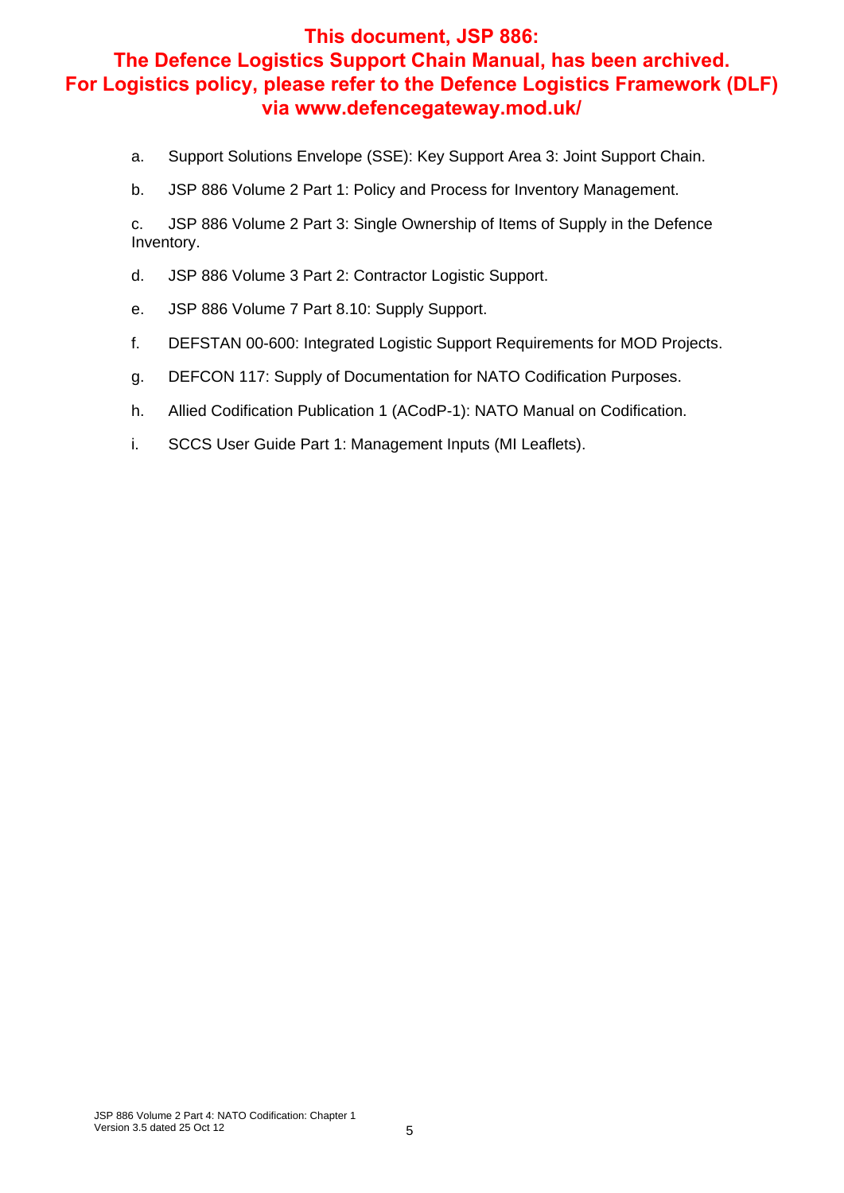**This document, JSP 886:**
**The Defence Logistics Support Chain Manual, has been archived.**
**For Logistics policy, please refer to the Defence Logistics Framework (DLF) via www.defencegateway.mod.uk/**

a. Support Solutions Envelope (SSE): Key Support Area 3: Joint Support Chain.

b. JSP 886 Volume 2 Part 1: Policy and Process for Inventory Management.

c. JSP 886 Volume 2 Part 3: Single Ownership of Items of Supply in the Defence Inventory.

d. JSP 886 Volume 3 Part 2: Contractor Logistic Support.

e. JSP 886 Volume 7 Part 8.10: Supply Support.

f. DEFSTAN 00-600: Integrated Logistic Support Requirements for MOD Projects.

g. DEFCON 117: Supply of Documentation for NATO Codification Purposes.

h. Allied Codification Publication 1 (ACodP-1): NATO Manual on Codification.

i. SCCS User Guide Part 1: Management Inputs (MI Leaflets).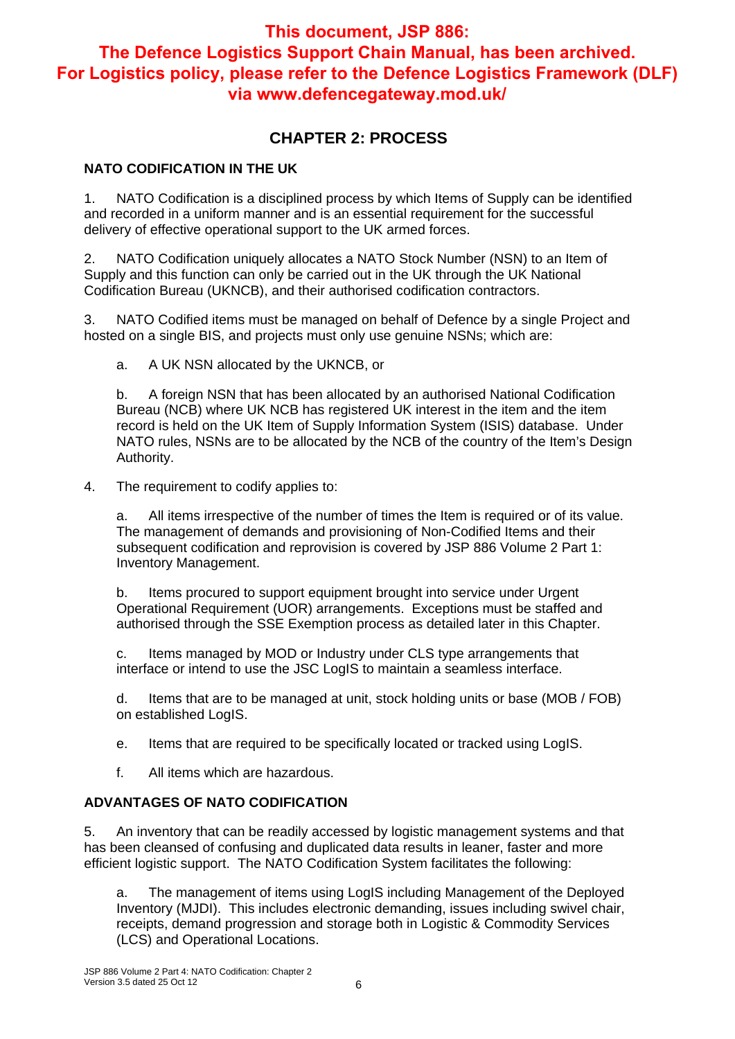**This document, JSP 886: The Defence Logistics Support Chain Manual, has been archived. For Logistics policy, please refer to the Defence Logistics Framework (DLF) via www.defencegateway.mod.uk/**

# CHAPTER 2: PROCESS

## NATO CODIFICATION IN THE UK

1. NATO Codification is a disciplined process by which Items of Supply can be identified and recorded in a uniform manner and is an essential requirement for the successful delivery of effective operational support to the UK armed forces.

2. NATO Codification uniquely allocates a NATO Stock Number (NSN) to an Item of Supply and this function can only be carried out in the UK through the UK National Codification Bureau (UKNCB), and their authorised codification contractors.

3. NATO Codified items must be managed on behalf of Defence by a single Project and hosted on a single BIS, and projects must only use genuine NSNs; which are:

   a. A UK NSN allocated by the UKNCB, or

   b. A foreign NSN that has been allocated by an authorised National Codification Bureau (NCB) where UK NCB has registered UK interest in the item and the item record is held on the UK Item of Supply Information System (ISIS) database. Under NATO rules, NSNs are to be allocated by the NCB of the country of the Item's Design Authority.

4. The requirement to codify applies to:

   a. All items irrespective of the number of times the Item is required or of its value. The management of demands and provisioning of Non-Codified Items and their subsequent codification and reprovision is covered by JSP 886 Volume 2 Part 1: Inventory Management.

   b. Items procured to support equipment brought into service under Urgent Operational Requirement (UOR) arrangements. Exceptions must be staffed and authorised through the SSE Exemption process as detailed later in this Chapter.

   c. Items managed by MOD or Industry under CLS type arrangements that interface or intend to use the JSC LogIS to maintain a seamless interface.

   d. Items that are to be managed at unit, stock holding units or base (MOB / FOB) on established LogIS.

   e. Items that are required to be specifically located or tracked using LogIS.

   f. All items which are hazardous.

## ADVANTAGES OF NATO CODIFICATION

5. An inventory that can be readily accessed by logistic management systems and that has been cleansed of confusing and duplicated data results in leaner, faster and more efficient logistic support. The NATO Codification System facilitates the following:

   a. The management of items using LogIS including Management of the Deployed Inventory (MJDI). This includes electronic demanding, issues including swivel chair, receipts, demand progression and storage both in Logistic & Commodity Services (LCS) and Operational Locations.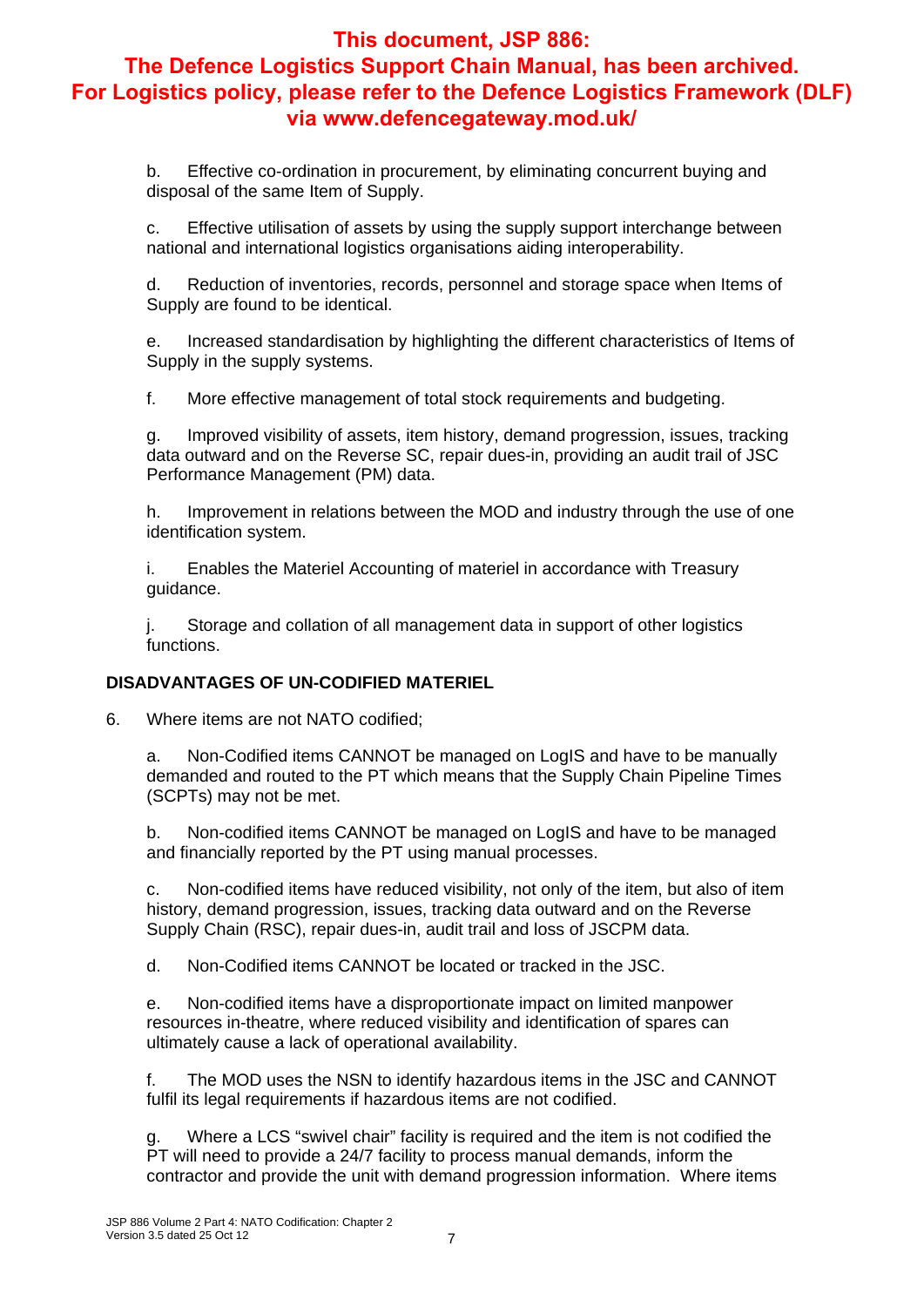b. Effective co-ordination in procurement, by eliminating concurrent buying and disposal of the same Item of Supply.

c. Effective utilisation of assets by using the supply support interchange between national and international logistics organisations aiding interoperability.

d. Reduction of inventories, records, personnel and storage space when Items of Supply are found to be identical.

e. Increased standardisation by highlighting the different characteristics of Items of Supply in the supply systems.

f. More effective management of total stock requirements and budgeting.

g. Improved visibility of assets, item history, demand progression, issues, tracking data outward and on the Reverse SC, repair dues-in, providing an audit trail of JSC Performance Management (PM) data.

h. Improvement in relations between the MOD and industry through the use of one identification system.

i. Enables the Materiel Accounting of materiel in accordance with Treasury guidance.

j. Storage and collation of all management data in support of other logistics functions.

**DISADVANTAGES OF UN-CODIFIED MATERIEL**

6. Where items are not NATO codified;

a. Non-Codified items CANNOT be managed on LogIS and have to be manually demanded and routed to the PT which means that the Supply Chain Pipeline Times (SCPTs) may not be met.

b. Non-codified items CANNOT be managed on LogIS and have to be managed and financially reported by the PT using manual processes.

c. Non-codified items have reduced visibility, not only of the item, but also of item history, demand progression, issues, tracking data outward and on the Reverse Supply Chain (RSC), repair dues-in, audit trail and loss of JSCPM data.

d. Non-Codified items CANNOT be located or tracked in the JSC.

e. Non-codified items have a disproportionate impact on limited manpower resources in-theatre, where reduced visibility and identification of spares can ultimately cause a lack of operational availability.

f. The MOD uses the NSN to identify hazardous items in the JSC and CANNOT fulfil its legal requirements if hazardous items are not codified.

g. Where a LCS "swivel chair" facility is required and the item is not codified the PT will need to provide a 24/7 facility to process manual demands, inform the contractor and provide the unit with demand progression information. Where items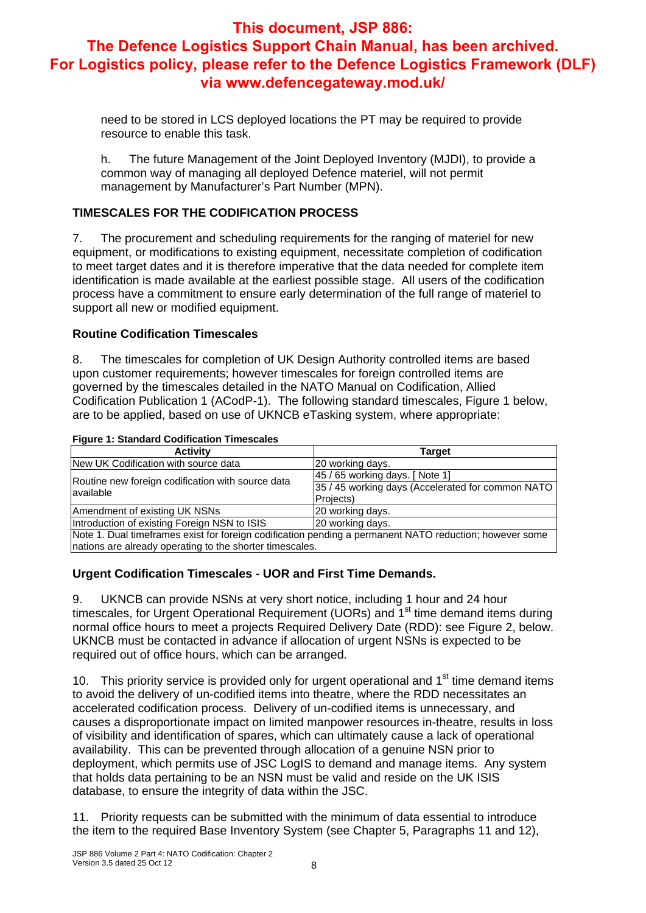need to be stored in LCS deployed locations the PT may be required to provide resource to enable this task.

h. The future Management of the Joint Deployed Inventory (MJDI), to provide a common way of managing all deployed Defence materiel, will not permit management by Manufacturer's Part Number (MPN).

## TIMESCALES FOR THE CODIFICATION PROCESS

7. The procurement and scheduling requirements for the ranging of materiel for new equipment, or modifications to existing equipment, necessitate completion of codification to meet target dates and it is therefore imperative that the data needed for complete item identification is made available at the earliest possible stage. All users of the codification process have a commitment to ensure early determination of the full range of materiel to support all new or modified equipment.

### Routine Codification Timescales

8. The timescales for completion of UK Design Authority controlled items are based upon customer requirements; however timescales for foreign controlled items are governed by the timescales detailed in the NATO Manual on Codification, Allied Codification Publication 1 (ACodP-1). The following standard timescales, Figure 1 below, are to be applied, based on use of UKNCB eTasking system, where appropriate:

**Figure 1: Standard Codification Timescales**

| Activity | Target |
|---|---|
| New UK Codification with source data | 20 working days. |
| Routine new foreign codification with source data available | 45 / 65 working days. [ Note 1] |
| | 35 / 45 working days (Accelerated for common NATO Projects) |
| Amendment of existing UK NSNs | 20 working days. |
| Introduction of existing Foreign NSN to ISIS | 20 working days. |
| Note 1. Dual timeframes exist for foreign codification pending a permanent NATO reduction; however some nations are already operating to the shorter timescales. | |

### Urgent Codification Timescales - UOR and First Time Demands.

9. UKNCB can provide NSNs at very short notice, including 1 hour and 24 hour timescales, for Urgent Operational Requirement (UORs) and 1st time demand items during normal office hours to meet a projects Required Delivery Date (RDD): see Figure 2, below. UKNCB must be contacted in advance if allocation of urgent NSNs is expected to be required out of office hours, which can be arranged.

10. This priority service is provided only for urgent operational and 1st time demand items to avoid the delivery of un-codified items into theatre, where the RDD necessitates an accelerated codification process. Delivery of un-codified items is unnecessary, and causes a disproportionate impact on limited manpower resources in-theatre, results in loss of visibility and identification of spares, which can ultimately cause a lack of operational availability. This can be prevented through allocation of a genuine NSN prior to deployment, which permits use of JSC LogIS to demand and manage items. Any system that holds data pertaining to be an NSN must be valid and reside on the UK ISIS database, to ensure the integrity of data within the JSC.

11. Priority requests can be submitted with the minimum of data essential to introduce the item to the required Base Inventory System (see Chapter 5, Paragraphs 11 and 12),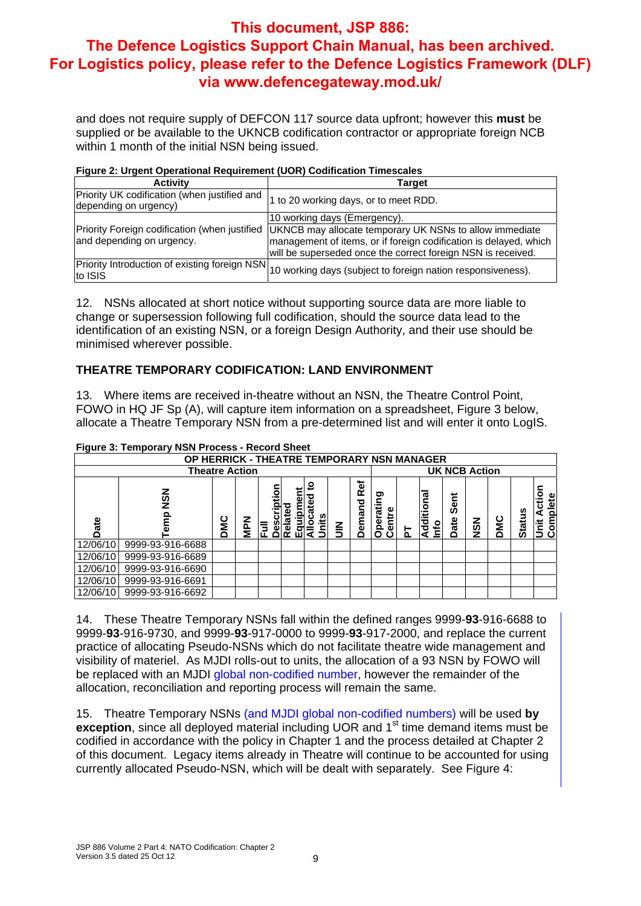**This document, JSP 886: The Defence Logistics Support Chain Manual, has been archived. For Logistics policy, please refer to the Defence Logistics Framework (DLF) via www.defencegateway.mod.uk/**

and does not require supply of DEFCON 117 source data upfront; however this **must** be supplied or be available to the UKNCB codification contractor or appropriate foreign NCB within 1 month of the initial NSN being issued.

**Figure 2: Urgent Operational Requirement (UOR) Codification Timescales**

| Activity | Target |
|---|---|
| Priority UK codification (when justified and depending on urgency) | 1 to 20 working days, or to meet RDD. |
| Priority Foreign codification (when justified and depending on urgency. | 10 working days (Emergency). UKNCB may allocate temporary UK NSNs to allow immediate management of items, or if foreign codification is delayed, which will be superseded once the correct foreign NSN is received. |
| Priority Introduction of existing foreign NSN to ISIS | 10 working days (subject to foreign nation responsiveness). |

12. NSNs allocated at short notice without supporting source data are more liable to change or supersession following full codification, should the source data lead to the identification of an existing NSN, or a foreign Design Authority, and their use should be minimised wherever possible.

## THEATRE TEMPORARY CODIFICATION: LAND ENVIRONMENT

13. Where items are received in-theatre without an NSN, the Theatre Control Point, FOWO in HQ JF Sp (A), will capture item information on a spreadsheet, Figure 3 below, allocate a Theatre Temporary NSN from a pre-determined list and will enter it onto LogIS.

**Figure 3: Temporary NSN Process - Record Sheet**

| OP HERRICK - THEATRE TEMPORARY NSN MANAGER | | | | | | | | | | | | | | | | |
|---|---|---|---|---|---|---|---|---|---|---|---|---|---|---|---|---|
| Theatre Action | | | | | | | | | | | UK NCB Action | | | | | |
| Date | Temp NSN | DMC | MPN | Full Description | Related Equipment | Allocated to Units | UIN | Demand Ref | Operating Centre | PT | Additional Info | Date Sent | NSN | DMC | Status | Unit Action Complete |
| 12/06/10 | 9999-93-916-6688 | | | | | | | | | | | | | | | |
| 12/06/10 | 9999-93-916-6689 | | | | | | | | | | | | | | | |
| 12/06/10 | 9999-93-916-6690 | | | | | | | | | | | | | | | |
| 12/06/10 | 9999-93-916-6691 | | | | | | | | | | | | | | | |
| 12/06/10 | 9999-93-916-6692 | | | | | | | | | | | | | | | |

14. These Theatre Temporary NSNs fall within the defined ranges 9999-**93**-916-6688 to 9999-**93**-916-9730, and 9999-**93**-917-0000 to 9999-**93**-917-2000, and replace the current practice of allocating Pseudo-NSNs which do not facilitate theatre wide management and visibility of materiel. As MJDI rolls-out to units, the allocation of a 93 NSN by FOWO will be replaced with an MJDI global non-codified number, however the remainder of the allocation, reconciliation and reporting process will remain the same.

15. Theatre Temporary NSNs (and MJDI global non-codified numbers) will be used **by exception**, since all deployed material including UOR and 1st time demand items must be codified in accordance with the policy in Chapter 1 and the process detailed at Chapter 2 of this document. Legacy items already in Theatre will continue to be accounted for using currently allocated Pseudo-NSN, which will be dealt with separately. See Figure 4: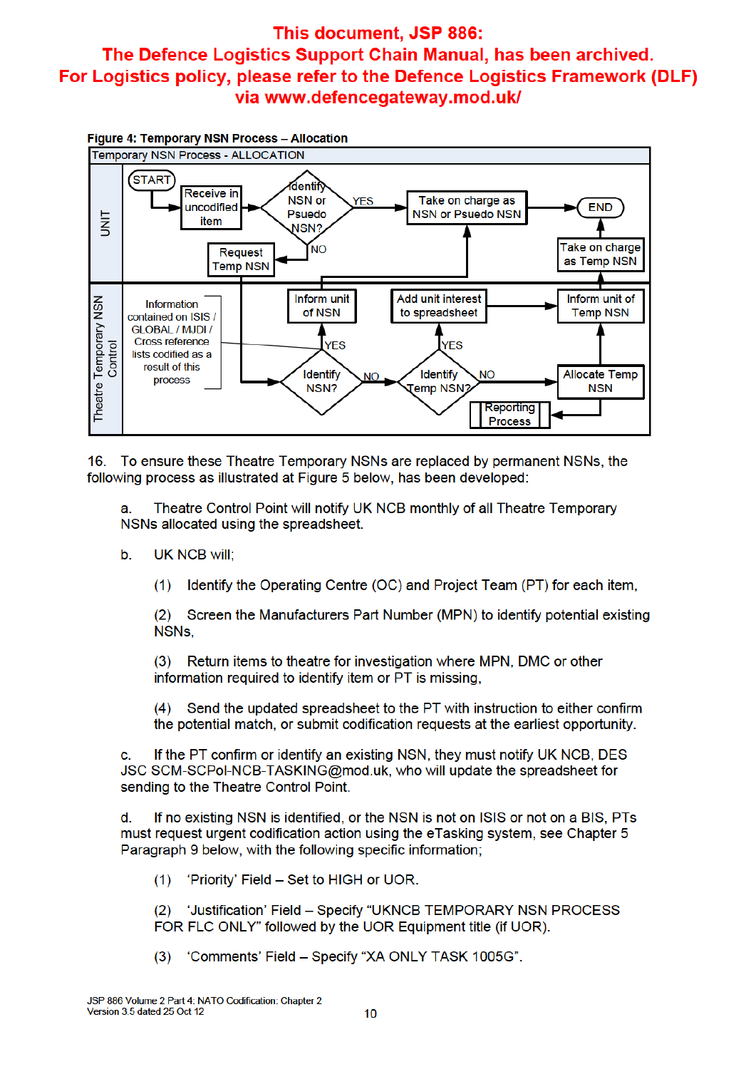**This document, JSP 886:**
**The Defence Logistics Support Chain Manual, has been archived.**
**For Logistics policy, please refer to the Defence Logistics Framework (DLF) via www.defencegateway.mod.uk/**

**Figure 4: Temporary NSN Process – Allocation**

Temporary NSN Process - ALLOCATION

UNIT

START → Receive in uncodified item → Identify NSN or Psuedo NSN? → YES → Take on charge as NSN or Psuedo NSN → END

NO → Request Temp NSN

Take on charge as Temp NSN → END

Theatre Temporary NSN Control

Information contained on ISIS / GLOBAL / MJDI / Cross reference lists codified as a result of this process

Request Temp NSN → Identify NSN? → YES → Inform unit of NSN → Take on charge as NSN or Psuedo NSN

Identify NSN? → NO → Identify Temp NSN? → YES → Add unit interest to spreadsheet → Inform unit of Temp NSN

Identify Temp NSN? → NO → Allocate Temp NSN → Inform unit of Temp NSN → Take on charge as Temp NSN

Allocate Temp NSN → Reporting Process

16. To ensure these Theatre Temporary NSNs are replaced by permanent NSNs, the following process as illustrated at Figure 5 below, has been developed:

a. Theatre Control Point will notify UK NCB monthly of all Theatre Temporary NSNs allocated using the spreadsheet.

b. UK NCB will;

(1) Identify the Operating Centre (OC) and Project Team (PT) for each item,

(2) Screen the Manufacturers Part Number (MPN) to identify potential existing NSNs,

(3) Return items to theatre for investigation where MPN, DMC or other information required to identify item or PT is missing,

(4) Send the updated spreadsheet to the PT with instruction to either confirm the potential match, or submit codification requests at the earliest opportunity.

c. If the PT confirm or identify an existing NSN, they must notify UK NCB, DES JSC SCM-SCPol-NCB-TASKING@mod.uk, who will update the spreadsheet for sending to the Theatre Control Point.

d. If no existing NSN is identified, or the NSN is not on ISIS or not on a BIS, PTs must request urgent codification action using the eTasking system, see Chapter 5 Paragraph 9 below, with the following specific information;

(1) 'Priority' Field – Set to HIGH or UOR.

(2) 'Justification' Field – Specify "UKNCB TEMPORARY NSN PROCESS FOR FLC ONLY" followed by the UOR Equipment title (if UOR).

(3) 'Comments' Field – Specify "XA ONLY TASK 1005G".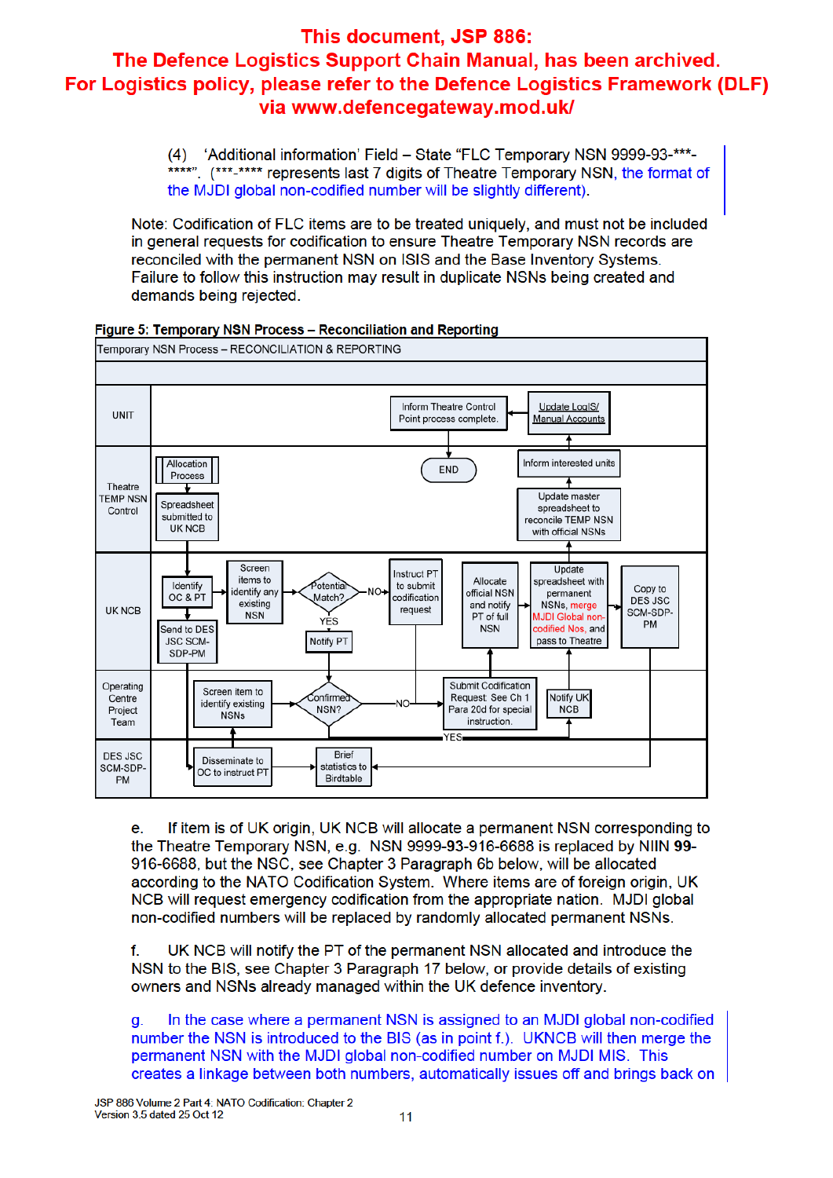**This document, JSP 886:**
**The Defence Logistics Support Chain Manual, has been archived.**
**For Logistics policy, please refer to the Defence Logistics Framework (DLF) via www.defencegateway.mod.uk/**

(4) 'Additional information' Field – State "FLC Temporary NSN 9999-93-***-****". (***-**** represents last 7 digits of Theatre Temporary NSN, the format of the MJDI global non-codified number will be slightly different).

Note: Codification of FLC items are to be treated uniquely, and must not be included in general requests for codification to ensure Theatre Temporary NSN records are reconciled with the permanent NSN on ISIS and the Base Inventory Systems. Failure to follow this instruction may result in duplicate NSNs being created and demands being rejected.

**Figure 5: Temporary NSN Process – Reconciliation and Reporting**

Temporary NSN Process – RECONCILIATION & REPORTING

| Lane | Steps |
|---|---|
| UNIT | Inform Theatre Control Point process complete. ; Update LogIS/ Manual Accounts |
| Theatre TEMP NSN Control | Allocation Process ; Spreadsheet submitted to UK NCB ; END ; Inform interested units ; Update master spreadsheet to reconcile TEMP NSN with official NSNs |
| UK NCB | Identify OC & PT ; Send to DES JSC SCM-SDP-PM ; Screen items to identify any existing NSN ; Potential Match? (NO → Instruct PT to submit codification request; YES → Notify PT) ; Allocate official NSN and notify PT of full NSN ; Update spreadsheet with permanent NSNs, merge MJDI Global non-codified Nos, and pass to Theatre ; Copy to DES JSC SCM-SDP-PM |
| Operating Centre Project Team | Screen item to identify existing NSNs ; Confirmed NSN? (NO → Submit Codification Request See Ch 1 Para 20d for special instruction; YES → Notify UK NCB) |
| DES JSC SCM-SDP-PM | Disseminate to OC to instruct PT ; Brief statistics to Birdtable |

e. If item is of UK origin, UK NCB will allocate a permanent NSN corresponding to the Theatre Temporary NSN, e.g. NSN 9999-**93**-916-6688 is replaced by NIIN **99**-916-6688, but the NSC, see Chapter 3 Paragraph 6b below, will be allocated according to the NATO Codification System. Where items are of foreign origin, UK NCB will request emergency codification from the appropriate nation. MJDI global non-codified numbers will be replaced by randomly allocated permanent NSNs.

f. UK NCB will notify the PT of the permanent NSN allocated and introduce the NSN to the BIS, see Chapter 3 Paragraph 17 below, or provide details of existing owners and NSNs already managed within the UK defence inventory.

g. In the case where a permanent NSN is assigned to an MJDI global non-codified number the NSN is introduced to the BIS (as in point f.). UKNCB will then merge the permanent NSN with the MJDI global non-codified number on MJDI MIS. This creates a linkage between both numbers, automatically issues off and brings back on

JSP 886 Volume 2 Part 4: NATO Codification: Chapter 2
Version 3.5 dated 25 Oct 12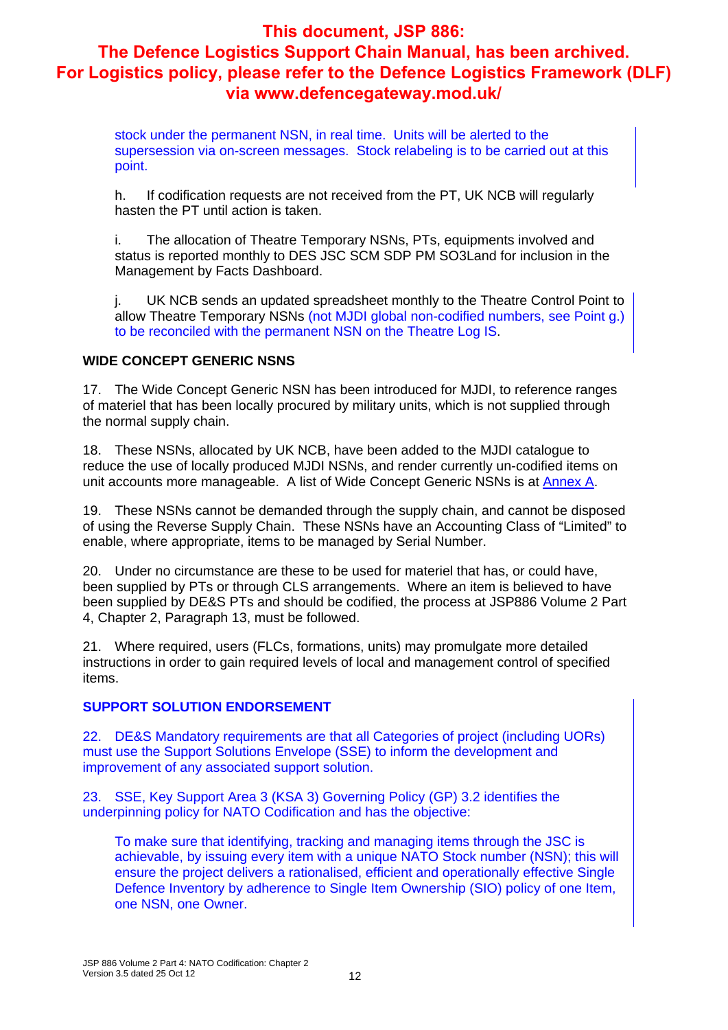stock under the permanent NSN, in real time. Units will be alerted to the supersession via on-screen messages. Stock relabeling is to be carried out at this point.

h. If codification requests are not received from the PT, UK NCB will regularly hasten the PT until action is taken.

i. The allocation of Theatre Temporary NSNs, PTs, equipments involved and status is reported monthly to DES JSC SCM SDP PM SO3Land for inclusion in the Management by Facts Dashboard.

j. UK NCB sends an updated spreadsheet monthly to the Theatre Control Point to allow Theatre Temporary NSNs (not MJDI global non-codified numbers, see Point g.) to be reconciled with the permanent NSN on the Theatre Log IS.

## WIDE CONCEPT GENERIC NSNS

17. The Wide Concept Generic NSN has been introduced for MJDI, to reference ranges of materiel that has been locally procured by military units, which is not supplied through the normal supply chain.

18. These NSNs, allocated by UK NCB, have been added to the MJDI catalogue to reduce the use of locally produced MJDI NSNs, and render currently un-codified items on unit accounts more manageable. A list of Wide Concept Generic NSNs is at Annex A.

19. These NSNs cannot be demanded through the supply chain, and cannot be disposed of using the Reverse Supply Chain. These NSNs have an Accounting Class of "Limited" to enable, where appropriate, items to be managed by Serial Number.

20. Under no circumstance are these to be used for materiel that has, or could have, been supplied by PTs or through CLS arrangements. Where an item is believed to have been supplied by DE&S PTs and should be codified, the process at JSP886 Volume 2 Part 4, Chapter 2, Paragraph 13, must be followed.

21. Where required, users (FLCs, formations, units) may promulgate more detailed instructions in order to gain required levels of local and management control of specified items.

## SUPPORT SOLUTION ENDORSEMENT

22. DE&S Mandatory requirements are that all Categories of project (including UORs) must use the Support Solutions Envelope (SSE) to inform the development and improvement of any associated support solution.

23. SSE, Key Support Area 3 (KSA 3) Governing Policy (GP) 3.2 identifies the underpinning policy for NATO Codification and has the objective:

> To make sure that identifying, tracking and managing items through the JSC is achievable, by issuing every item with a unique NATO Stock number (NSN); this will ensure the project delivers a rationalised, efficient and operationally effective Single Defence Inventory by adherence to Single Item Ownership (SIO) policy of one Item, one NSN, one Owner.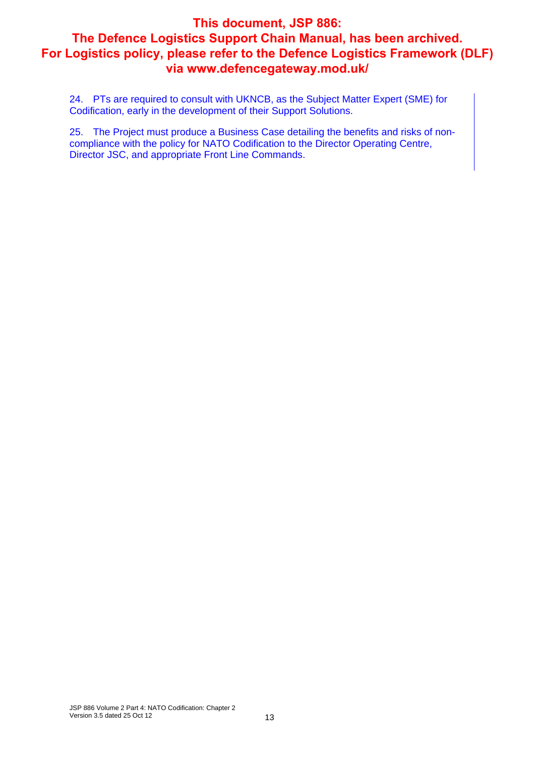**This document, JSP 886: The Defence Logistics Support Chain Manual, has been archived. For Logistics policy, please refer to the Defence Logistics Framework (DLF) via www.defencegateway.mod.uk/**

24. PTs are required to consult with UKNCB, as the Subject Matter Expert (SME) for Codification, early in the development of their Support Solutions.

25. The Project must produce a Business Case detailing the benefits and risks of non-compliance with the policy for NATO Codification to the Director Operating Centre, Director JSC, and appropriate Front Line Commands.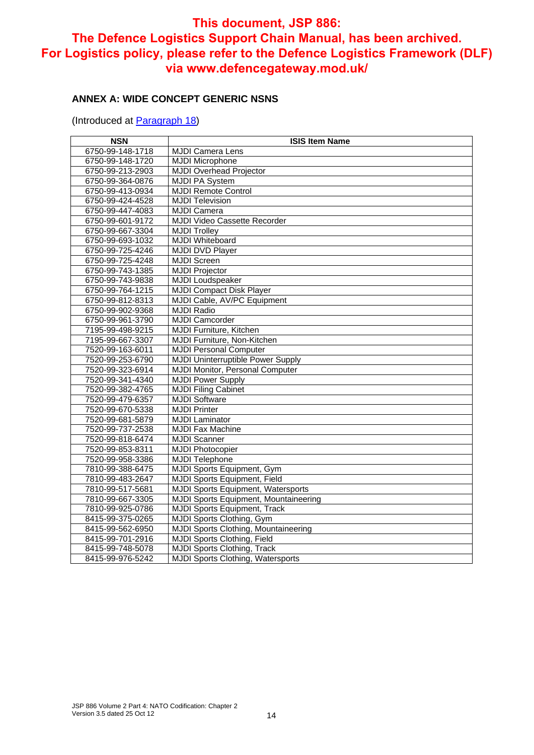**This document, JSP 886: The Defence Logistics Support Chain Manual, has been archived. For Logistics policy, please refer to the Defence Logistics Framework (DLF) via www.defencegateway.mod.uk/**

## ANNEX A: WIDE CONCEPT GENERIC NSNS

(Introduced at Paragraph 18)

| NSN | ISIS Item Name |
|---|---|
| 6750-99-148-1718 | MJDI Camera Lens |
| 6750-99-148-1720 | MJDI Microphone |
| 6750-99-213-2903 | MJDI Overhead Projector |
| 6750-99-364-0876 | MJDI PA System |
| 6750-99-413-0934 | MJDI Remote Control |
| 6750-99-424-4528 | MJDI Television |
| 6750-99-447-4083 | MJDI Camera |
| 6750-99-601-9172 | MJDI Video Cassette Recorder |
| 6750-99-667-3304 | MJDI Trolley |
| 6750-99-693-1032 | MJDI Whiteboard |
| 6750-99-725-4246 | MJDI DVD Player |
| 6750-99-725-4248 | MJDI Screen |
| 6750-99-743-1385 | MJDI Projector |
| 6750-99-743-9838 | MJDI Loudspeaker |
| 6750-99-764-1215 | MJDI Compact Disk Player |
| 6750-99-812-8313 | MJDI Cable, AV/PC Equipment |
| 6750-99-902-9368 | MJDI Radio |
| 6750-99-961-3790 | MJDI Camcorder |
| 7195-99-498-9215 | MJDI Furniture, Kitchen |
| 7195-99-667-3307 | MJDI Furniture, Non-Kitchen |
| 7520-99-163-6011 | MJDI Personal Computer |
| 7520-99-253-6790 | MJDI Uninterruptible Power Supply |
| 7520-99-323-6914 | MJDI Monitor, Personal Computer |
| 7520-99-341-4340 | MJDI Power Supply |
| 7520-99-382-4765 | MJDI Filing Cabinet |
| 7520-99-479-6357 | MJDI Software |
| 7520-99-670-5338 | MJDI Printer |
| 7520-99-681-5879 | MJDI Laminator |
| 7520-99-737-2538 | MJDI Fax Machine |
| 7520-99-818-6474 | MJDI Scanner |
| 7520-99-853-8311 | MJDI Photocopier |
| 7520-99-958-3386 | MJDI Telephone |
| 7810-99-388-6475 | MJDI Sports Equipment, Gym |
| 7810-99-483-2647 | MJDI Sports Equipment, Field |
| 7810-99-517-5681 | MJDI Sports Equipment, Watersports |
| 7810-99-667-3305 | MJDI Sports Equipment, Mountaineering |
| 7810-99-925-0786 | MJDI Sports Equipment, Track |
| 8415-99-375-0265 | MJDI Sports Clothing, Gym |
| 8415-99-562-6950 | MJDI Sports Clothing, Mountaineering |
| 8415-99-701-2916 | MJDI Sports Clothing, Field |
| 8415-99-748-5078 | MJDI Sports Clothing, Track |
| 8415-99-976-5242 | MJDI Sports Clothing, Watersports |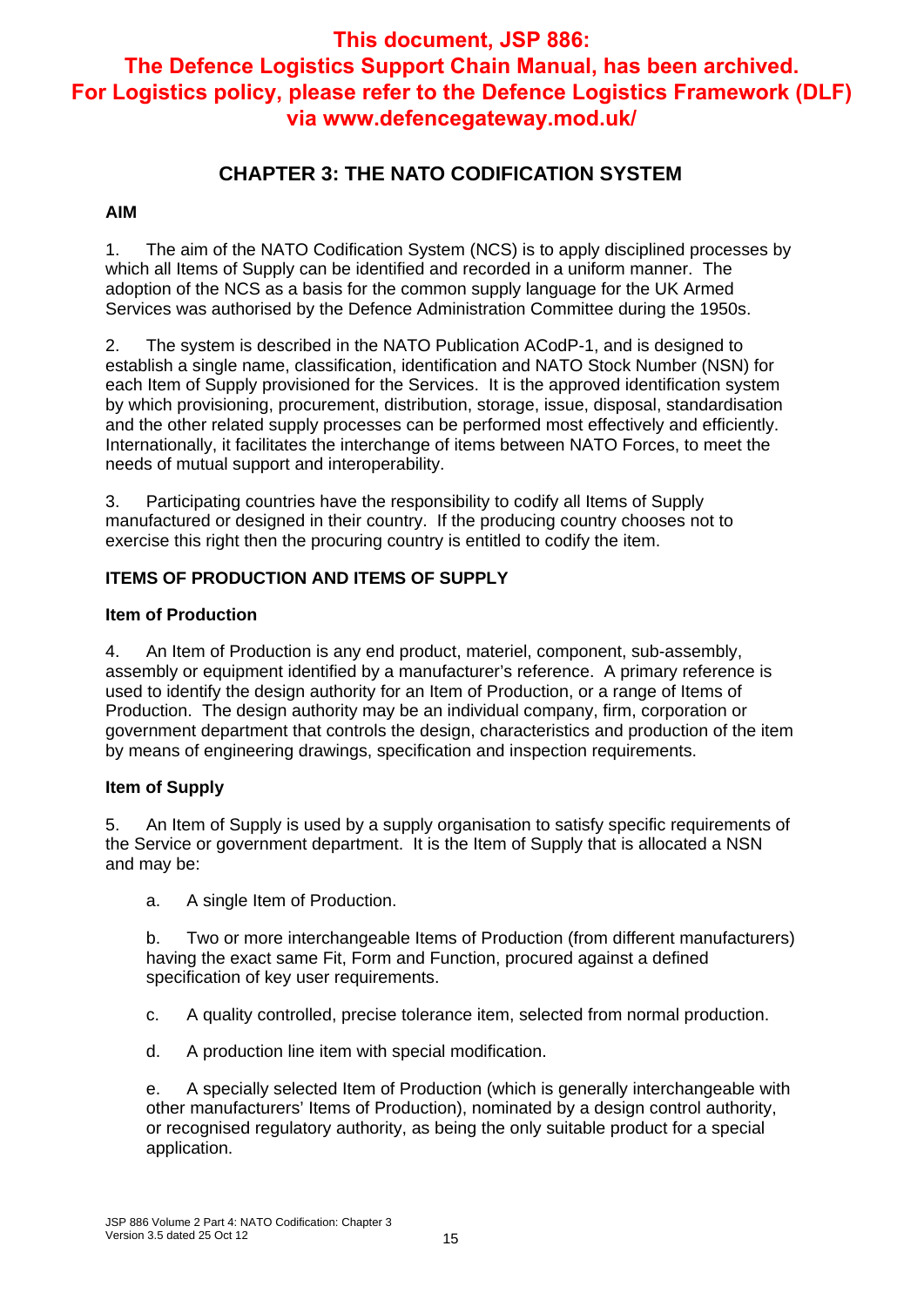**This document, JSP 886: The Defence Logistics Support Chain Manual, has been archived. For Logistics policy, please refer to the Defence Logistics Framework (DLF) via www.defencegateway.mod.uk/**

# CHAPTER 3: THE NATO CODIFICATION SYSTEM

## AIM

1. The aim of the NATO Codification System (NCS) is to apply disciplined processes by which all Items of Supply can be identified and recorded in a uniform manner. The adoption of the NCS as a basis for the common supply language for the UK Armed Services was authorised by the Defence Administration Committee during the 1950s.

2. The system is described in the NATO Publication ACodP-1, and is designed to establish a single name, classification, identification and NATO Stock Number (NSN) for each Item of Supply provisioned for the Services. It is the approved identification system by which provisioning, procurement, distribution, storage, issue, disposal, standardisation and the other related supply processes can be performed most effectively and efficiently. Internationally, it facilitates the interchange of items between NATO Forces, to meet the needs of mutual support and interoperability.

3. Participating countries have the responsibility to codify all Items of Supply manufactured or designed in their country. If the producing country chooses not to exercise this right then the procuring country is entitled to codify the item.

## ITEMS OF PRODUCTION AND ITEMS OF SUPPLY

### Item of Production

4. An Item of Production is any end product, materiel, component, sub-assembly, assembly or equipment identified by a manufacturer's reference. A primary reference is used to identify the design authority for an Item of Production, or a range of Items of Production. The design authority may be an individual company, firm, corporation or government department that controls the design, characteristics and production of the item by means of engineering drawings, specification and inspection requirements.

### Item of Supply

5. An Item of Supply is used by a supply organisation to satisfy specific requirements of the Service or government department. It is the Item of Supply that is allocated a NSN and may be:

   a. A single Item of Production.

   b. Two or more interchangeable Items of Production (from different manufacturers) having the exact same Fit, Form and Function, procured against a defined specification of key user requirements.

   c. A quality controlled, precise tolerance item, selected from normal production.

   d. A production line item with special modification.

   e. A specially selected Item of Production (which is generally interchangeable with other manufacturers' Items of Production), nominated by a design control authority, or recognised regulatory authority, as being the only suitable product for a special application.

JSP 886 Volume 2 Part 4: NATO Codification: Chapter 3
Version 3.5 dated 25 Oct 12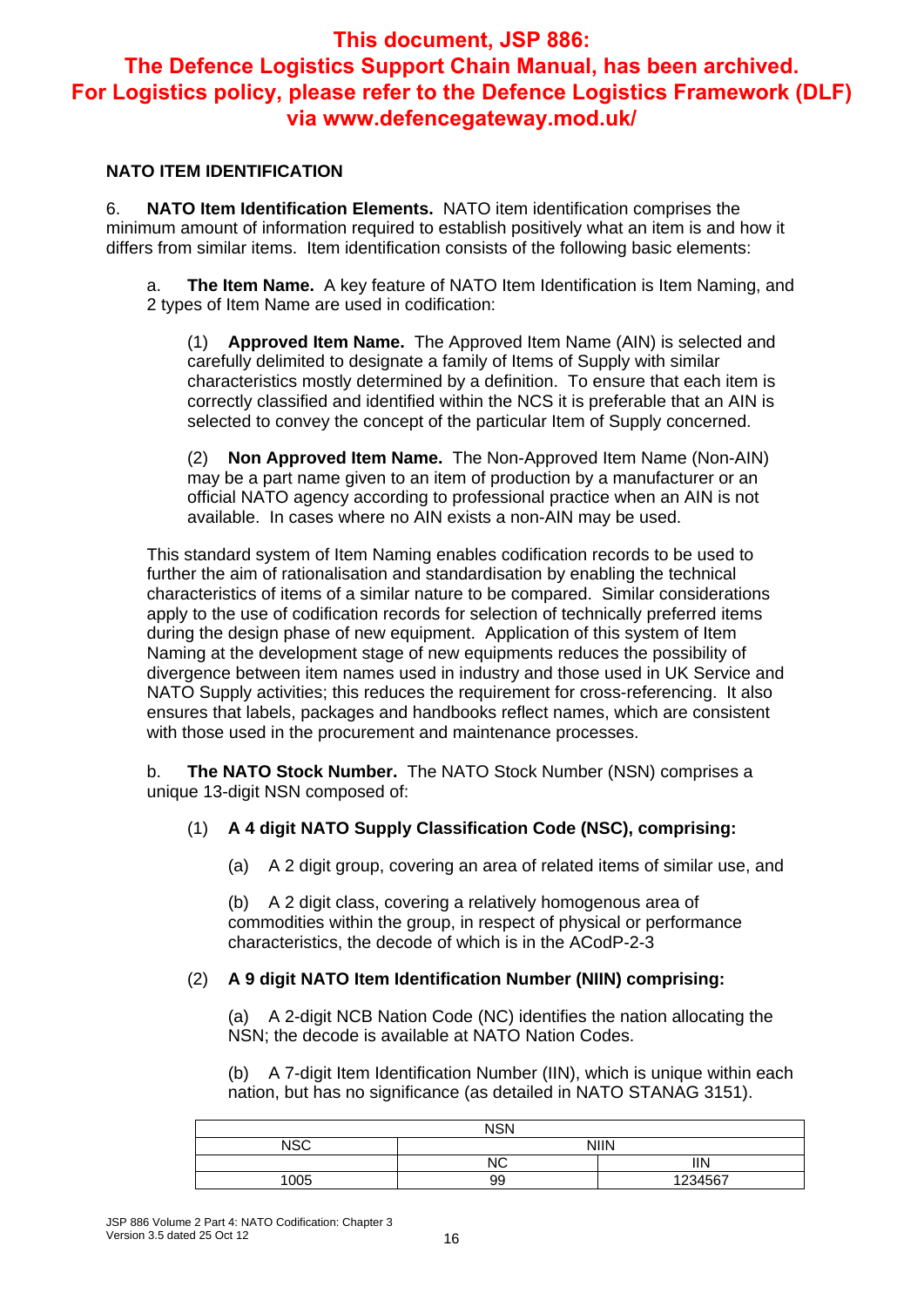**This document, JSP 886: The Defence Logistics Support Chain Manual, has been archived. For Logistics policy, please refer to the Defence Logistics Framework (DLF) via www.defencegateway.mod.uk/**

## NATO ITEM IDENTIFICATION

6. **NATO Item Identification Elements.** NATO item identification comprises the minimum amount of information required to establish positively what an item is and how it differs from similar items. Item identification consists of the following basic elements:

a. **The Item Name.** A key feature of NATO Item Identification is Item Naming, and 2 types of Item Name are used in codification:

(1) **Approved Item Name.** The Approved Item Name (AIN) is selected and carefully delimited to designate a family of Items of Supply with similar characteristics mostly determined by a definition. To ensure that each item is correctly classified and identified within the NCS it is preferable that an AIN is selected to convey the concept of the particular Item of Supply concerned.

(2) **Non Approved Item Name.** The Non-Approved Item Name (Non-AIN) may be a part name given to an item of production by a manufacturer or an official NATO agency according to professional practice when an AIN is not available. In cases where no AIN exists a non-AIN may be used.

This standard system of Item Naming enables codification records to be used to further the aim of rationalisation and standardisation by enabling the technical characteristics of items of a similar nature to be compared. Similar considerations apply to the use of codification records for selection of technically preferred items during the design phase of new equipment. Application of this system of Item Naming at the development stage of new equipments reduces the possibility of divergence between item names used in industry and those used in UK Service and NATO Supply activities; this reduces the requirement for cross-referencing. It also ensures that labels, packages and handbooks reflect names, which are consistent with those used in the procurement and maintenance processes.

b. **The NATO Stock Number.** The NATO Stock Number (NSN) comprises a unique 13-digit NSN composed of:

(1) **A 4 digit NATO Supply Classification Code (NSC), comprising:**

(a) A 2 digit group, covering an area of related items of similar use, and

(b) A 2 digit class, covering a relatively homogenous area of commodities within the group, in respect of physical or performance characteristics, the decode of which is in the ACodP-2-3

(2) **A 9 digit NATO Item Identification Number (NIIN) comprising:**

(a) A 2-digit NCB Nation Code (NC) identifies the nation allocating the NSN; the decode is available at NATO Nation Codes.

(b) A 7-digit Item Identification Number (IIN), which is unique within each nation, but has no significance (as detailed in NATO STANAG 3151).

| NSN | | |
|---|---|---|
| NSC | NIIN | |
| | NC | IIN |
| 1005 | 99 | 1234567 |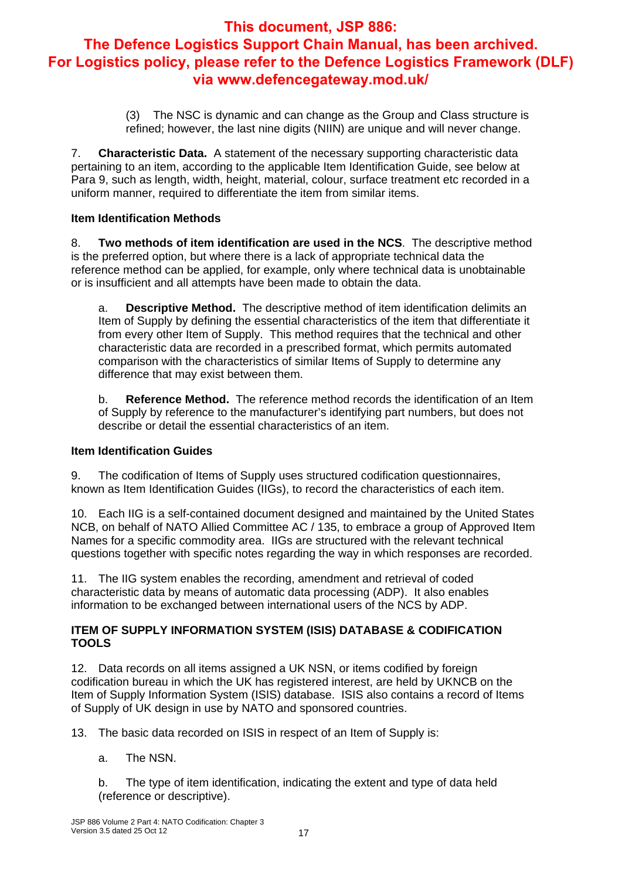**This document, JSP 886: The Defence Logistics Support Chain Manual, has been archived. For Logistics policy, please refer to the Defence Logistics Framework (DLF) via www.defencegateway.mod.uk/**

(3) The NSC is dynamic and can change as the Group and Class structure is refined; however, the last nine digits (NIIN) are unique and will never change.

7. **Characteristic Data.** A statement of the necessary supporting characteristic data pertaining to an item, according to the applicable Item Identification Guide, see below at Para 9, such as length, width, height, material, colour, surface treatment etc recorded in a uniform manner, required to differentiate the item from similar items.

### Item Identification Methods

8. **Two methods of item identification are used in the NCS**. The descriptive method is the preferred option, but where there is a lack of appropriate technical data the reference method can be applied, for example, only where technical data is unobtainable or is insufficient and all attempts have been made to obtain the data.

a. **Descriptive Method.** The descriptive method of item identification delimits an Item of Supply by defining the essential characteristics of the item that differentiate it from every other Item of Supply. This method requires that the technical and other characteristic data are recorded in a prescribed format, which permits automated comparison with the characteristics of similar Items of Supply to determine any difference that may exist between them.

b. **Reference Method.** The reference method records the identification of an Item of Supply by reference to the manufacturer's identifying part numbers, but does not describe or detail the essential characteristics of an item.

### Item Identification Guides

9. The codification of Items of Supply uses structured codification questionnaires, known as Item Identification Guides (IIGs), to record the characteristics of each item.

10. Each IIG is a self-contained document designed and maintained by the United States NCB, on behalf of NATO Allied Committee AC / 135, to embrace a group of Approved Item Names for a specific commodity area. IIGs are structured with the relevant technical questions together with specific notes regarding the way in which responses are recorded.

11. The IIG system enables the recording, amendment and retrieval of coded characteristic data by means of automatic data processing (ADP). It also enables information to be exchanged between international users of the NCS by ADP.

### ITEM OF SUPPLY INFORMATION SYSTEM (ISIS) DATABASE & CODIFICATION TOOLS

12. Data records on all items assigned a UK NSN, or items codified by foreign codification bureau in which the UK has registered interest, are held by UKNCB on the Item of Supply Information System (ISIS) database. ISIS also contains a record of Items of Supply of UK design in use by NATO and sponsored countries.

13. The basic data recorded on ISIS in respect of an Item of Supply is:

a. The NSN.

b. The type of item identification, indicating the extent and type of data held (reference or descriptive).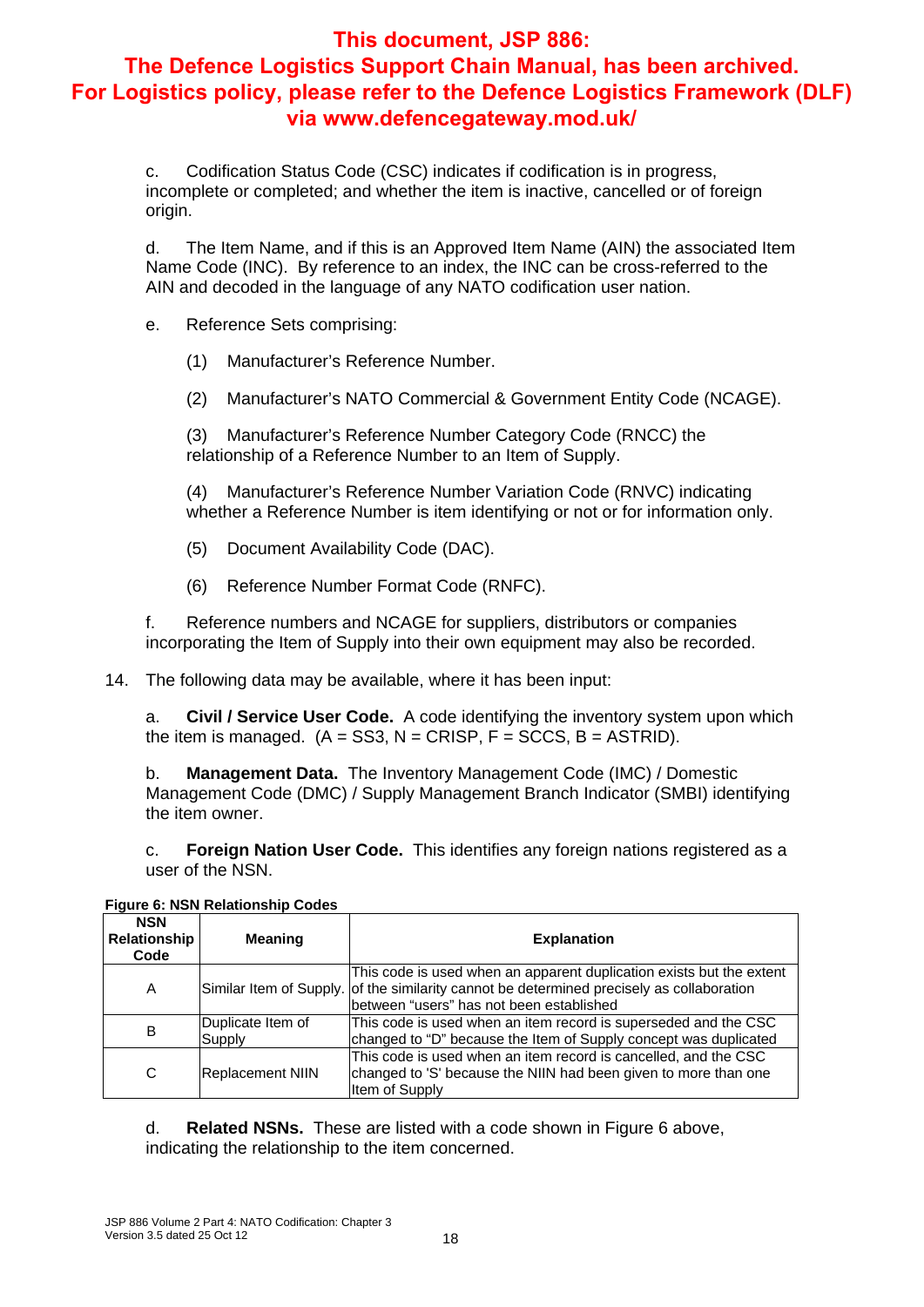**This document, JSP 886: The Defence Logistics Support Chain Manual, has been archived. For Logistics policy, please refer to the Defence Logistics Framework (DLF) via www.defencegateway.mod.uk/**

c. Codification Status Code (CSC) indicates if codification is in progress, incomplete or completed; and whether the item is inactive, cancelled or of foreign origin.

d. The Item Name, and if this is an Approved Item Name (AIN) the associated Item Name Code (INC). By reference to an index, the INC can be cross-referred to the AIN and decoded in the language of any NATO codification user nation.

e. Reference Sets comprising:

(1) Manufacturer's Reference Number.

(2) Manufacturer's NATO Commercial & Government Entity Code (NCAGE).

(3) Manufacturer's Reference Number Category Code (RNCC) the relationship of a Reference Number to an Item of Supply.

(4) Manufacturer's Reference Number Variation Code (RNVC) indicating whether a Reference Number is item identifying or not or for information only.

(5) Document Availability Code (DAC).

(6) Reference Number Format Code (RNFC).

f. Reference numbers and NCAGE for suppliers, distributors or companies incorporating the Item of Supply into their own equipment may also be recorded.

14. The following data may be available, where it has been input:

a. **Civil / Service User Code.** A code identifying the inventory system upon which the item is managed. (A = SS3, N = CRISP, F = SCCS, B = ASTRID).

b. **Management Data.** The Inventory Management Code (IMC) / Domestic Management Code (DMC) / Supply Management Branch Indicator (SMBI) identifying the item owner.

c. **Foreign Nation User Code.** This identifies any foreign nations registered as a user of the NSN.

**Figure 6: NSN Relationship Codes**

| NSN Relationship Code | Meaning | Explanation |
|---|---|---|
| A | Similar Item of Supply. | This code is used when an apparent duplication exists but the extent of the similarity cannot be determined precisely as collaboration between "users" has not been established |
| B | Duplicate Item of Supply | This code is used when an item record is superseded and the CSC changed to "D" because the Item of Supply concept was duplicated |
| C | Replacement NIIN | This code is used when an item record is cancelled, and the CSC changed to 'S' because the NIIN had been given to more than one Item of Supply |

d. **Related NSNs.** These are listed with a code shown in Figure 6 above, indicating the relationship to the item concerned.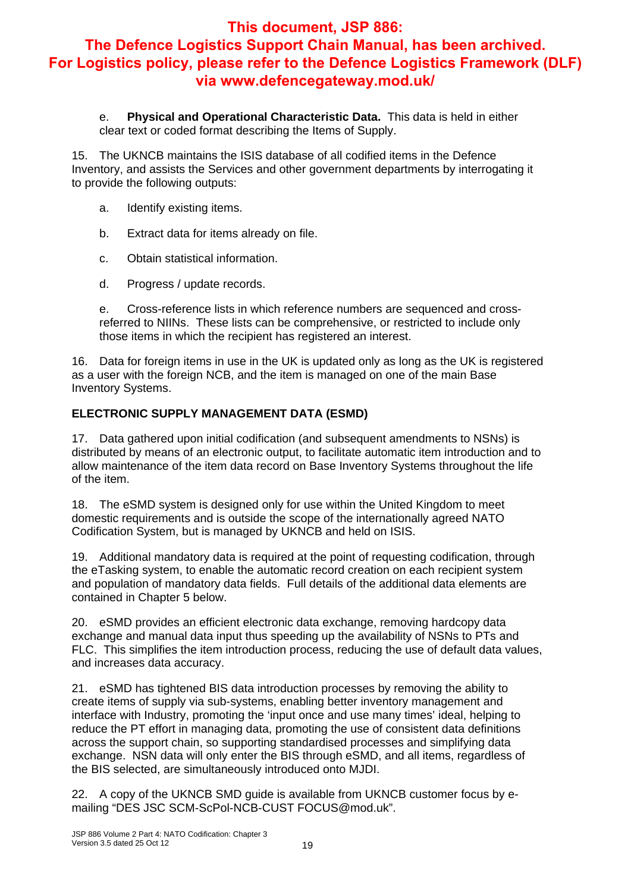**This document, JSP 886: The Defence Logistics Support Chain Manual, has been archived. For Logistics policy, please refer to the Defence Logistics Framework (DLF) via www.defencegateway.mod.uk/**

e. **Physical and Operational Characteristic Data.** This data is held in either clear text or coded format describing the Items of Supply.

15. The UKNCB maintains the ISIS database of all codified items in the Defence Inventory, and assists the Services and other government departments by interrogating it to provide the following outputs:

a. Identify existing items.

b. Extract data for items already on file.

c. Obtain statistical information.

d. Progress / update records.

e. Cross-reference lists in which reference numbers are sequenced and cross-referred to NIINs. These lists can be comprehensive, or restricted to include only those items in which the recipient has registered an interest.

16. Data for foreign items in use in the UK is updated only as long as the UK is registered as a user with the foreign NCB, and the item is managed on one of the main Base Inventory Systems.

**ELECTRONIC SUPPLY MANAGEMENT DATA (ESMD)**

17. Data gathered upon initial codification (and subsequent amendments to NSNs) is distributed by means of an electronic output, to facilitate automatic item introduction and to allow maintenance of the item data record on Base Inventory Systems throughout the life of the item.

18. The eSMD system is designed only for use within the United Kingdom to meet domestic requirements and is outside the scope of the internationally agreed NATO Codification System, but is managed by UKNCB and held on ISIS.

19. Additional mandatory data is required at the point of requesting codification, through the eTasking system, to enable the automatic record creation on each recipient system and population of mandatory data fields. Full details of the additional data elements are contained in Chapter 5 below.

20. eSMD provides an efficient electronic data exchange, removing hardcopy data exchange and manual data input thus speeding up the availability of NSNs to PTs and FLC. This simplifies the item introduction process, reducing the use of default data values, and increases data accuracy.

21. eSMD has tightened BIS data introduction processes by removing the ability to create items of supply via sub-systems, enabling better inventory management and interface with Industry, promoting the 'input once and use many times' ideal, helping to reduce the PT effort in managing data, promoting the use of consistent data definitions across the support chain, so supporting standardised processes and simplifying data exchange. NSN data will only enter the BIS through eSMD, and all items, regardless of the BIS selected, are simultaneously introduced onto MJDI.

22. A copy of the UKNCB SMD guide is available from UKNCB customer focus by e-mailing "DES JSC SCM-ScPol-NCB-CUST FOCUS@mod.uk".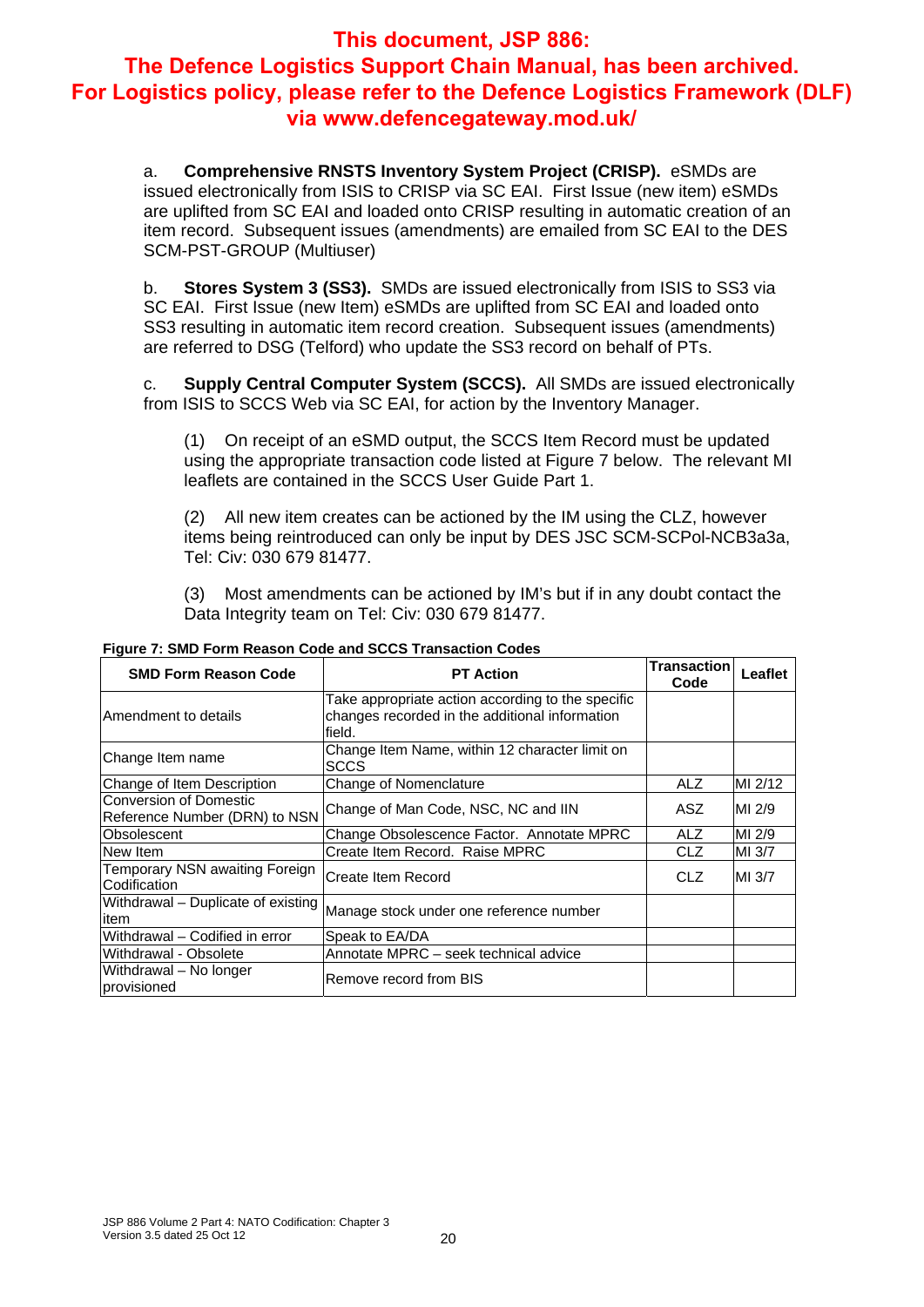**This document, JSP 886: The Defence Logistics Support Chain Manual, has been archived. For Logistics policy, please refer to the Defence Logistics Framework (DLF) via www.defencegateway.mod.uk/**

a. **Comprehensive RNSTS Inventory System Project (CRISP).** eSMDs are issued electronically from ISIS to CRISP via SC EAI. First Issue (new item) eSMDs are uplifted from SC EAI and loaded onto CRISP resulting in automatic creation of an item record. Subsequent issues (amendments) are emailed from SC EAI to the DES SCM-PST-GROUP (Multiuser)

b. **Stores System 3 (SS3).** SMDs are issued electronically from ISIS to SS3 via SC EAI. First Issue (new Item) eSMDs are uplifted from SC EAI and loaded onto SS3 resulting in automatic item record creation. Subsequent issues (amendments) are referred to DSG (Telford) who update the SS3 record on behalf of PTs.

c. **Supply Central Computer System (SCCS).** All SMDs are issued electronically from ISIS to SCCS Web via SC EAI, for action by the Inventory Manager.

(1) On receipt of an eSMD output, the SCCS Item Record must be updated using the appropriate transaction code listed at Figure 7 below. The relevant MI leaflets are contained in the SCCS User Guide Part 1.

(2) All new item creates can be actioned by the IM using the CLZ, however items being reintroduced can only be input by DES JSC SCM-SCPol-NCB3a3a, Tel: Civ: 030 679 81477.

(3) Most amendments can be actioned by IM's but if in any doubt contact the Data Integrity team on Tel: Civ: 030 679 81477.

**Figure 7: SMD Form Reason Code and SCCS Transaction Codes**

| SMD Form Reason Code | PT Action | Transaction Code | Leaflet |
|---|---|---|---|
| Amendment to details | Take appropriate action according to the specific changes recorded in the additional information field. | | |
| Change Item name | Change Item Name, within 12 character limit on SCCS | | |
| Change of Item Description | Change of Nomenclature | ALZ | MI 2/12 |
| Conversion of Domestic Reference Number (DRN) to NSN | Change of Man Code, NSC, NC and IIN | ASZ | MI 2/9 |
| Obsolescent | Change Obsolescence Factor. Annotate MPRC | ALZ | MI 2/9 |
| New Item | Create Item Record. Raise MPRC | CLZ | MI 3/7 |
| Temporary NSN awaiting Foreign Codification | Create Item Record | CLZ | MI 3/7 |
| Withdrawal – Duplicate of existing item | Manage stock under one reference number | | |
| Withdrawal – Codified in error | Speak to EA/DA | | |
| Withdrawal - Obsolete | Annotate MPRC – seek technical advice | | |
| Withdrawal – No longer provisioned | Remove record from BIS | | |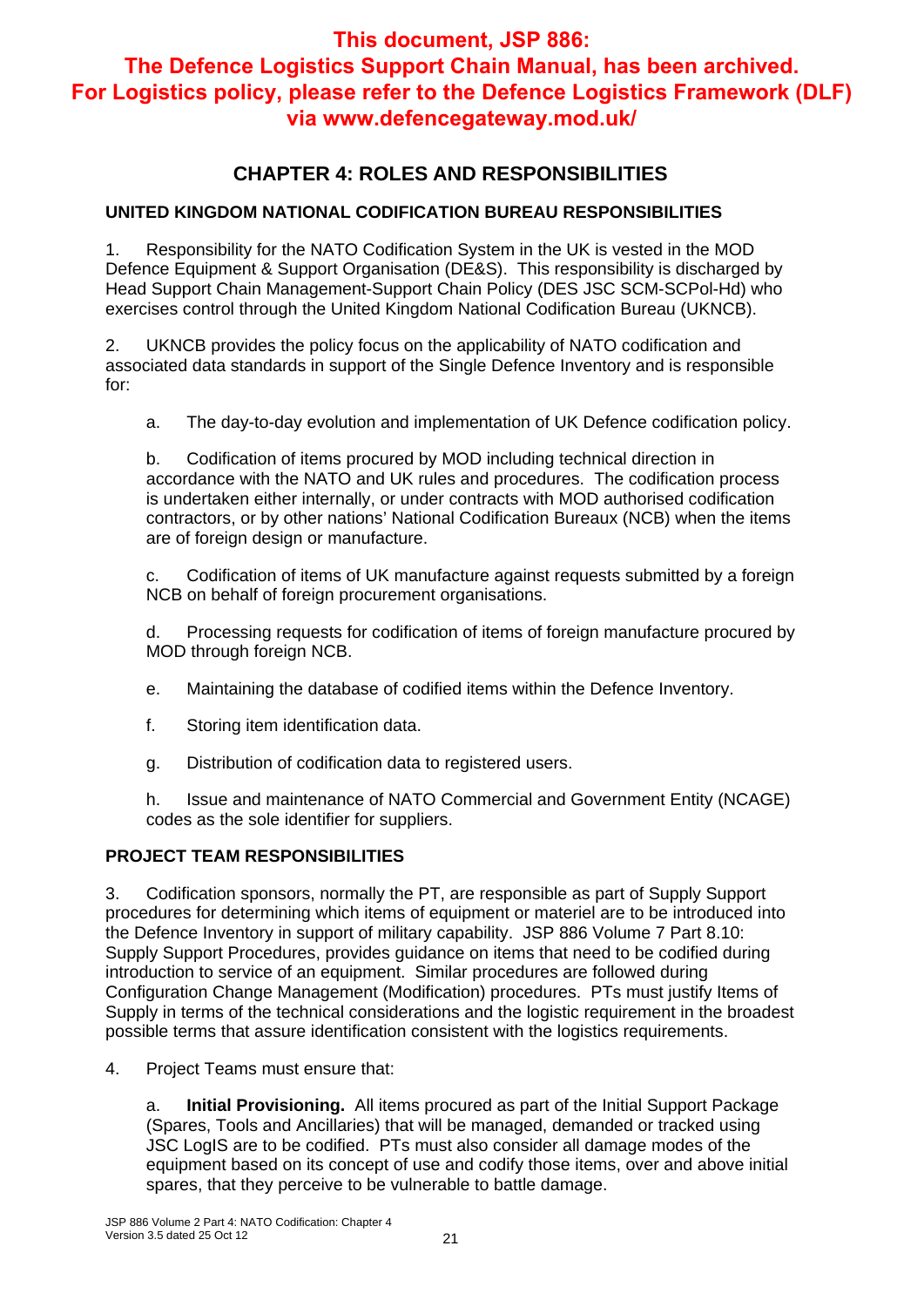**This document, JSP 886: The Defence Logistics Support Chain Manual, has been archived. For Logistics policy, please refer to the Defence Logistics Framework (DLF) via www.defencegateway.mod.uk/**

# CHAPTER 4: ROLES AND RESPONSIBILITIES

## UNITED KINGDOM NATIONAL CODIFICATION BUREAU RESPONSIBILITIES

1. Responsibility for the NATO Codification System in the UK is vested in the MOD Defence Equipment & Support Organisation (DE&S). This responsibility is discharged by Head Support Chain Management-Support Chain Policy (DES JSC SCM-SCPol-Hd) who exercises control through the United Kingdom National Codification Bureau (UKNCB).

2. UKNCB provides the policy focus on the applicability of NATO codification and associated data standards in support of the Single Defence Inventory and is responsible for:

   a. The day-to-day evolution and implementation of UK Defence codification policy.

   b. Codification of items procured by MOD including technical direction in accordance with the NATO and UK rules and procedures. The codification process is undertaken either internally, or under contracts with MOD authorised codification contractors, or by other nations' National Codification Bureaux (NCB) when the items are of foreign design or manufacture.

   c. Codification of items of UK manufacture against requests submitted by a foreign NCB on behalf of foreign procurement organisations.

   d. Processing requests for codification of items of foreign manufacture procured by MOD through foreign NCB.

   e. Maintaining the database of codified items within the Defence Inventory.

   f. Storing item identification data.

   g. Distribution of codification data to registered users.

   h. Issue and maintenance of NATO Commercial and Government Entity (NCAGE) codes as the sole identifier for suppliers.

## PROJECT TEAM RESPONSIBILITIES

3. Codification sponsors, normally the PT, are responsible as part of Supply Support procedures for determining which items of equipment or materiel are to be introduced into the Defence Inventory in support of military capability. JSP 886 Volume 7 Part 8.10: Supply Support Procedures, provides guidance on items that need to be codified during introduction to service of an equipment. Similar procedures are followed during Configuration Change Management (Modification) procedures. PTs must justify Items of Supply in terms of the technical considerations and the logistic requirement in the broadest possible terms that assure identification consistent with the logistics requirements.

4. Project Teams must ensure that:

   a. **Initial Provisioning.** All items procured as part of the Initial Support Package (Spares, Tools and Ancillaries) that will be managed, demanded or tracked using JSC LogIS are to be codified. PTs must also consider all damage modes of the equipment based on its concept of use and codify those items, over and above initial spares, that they perceive to be vulnerable to battle damage.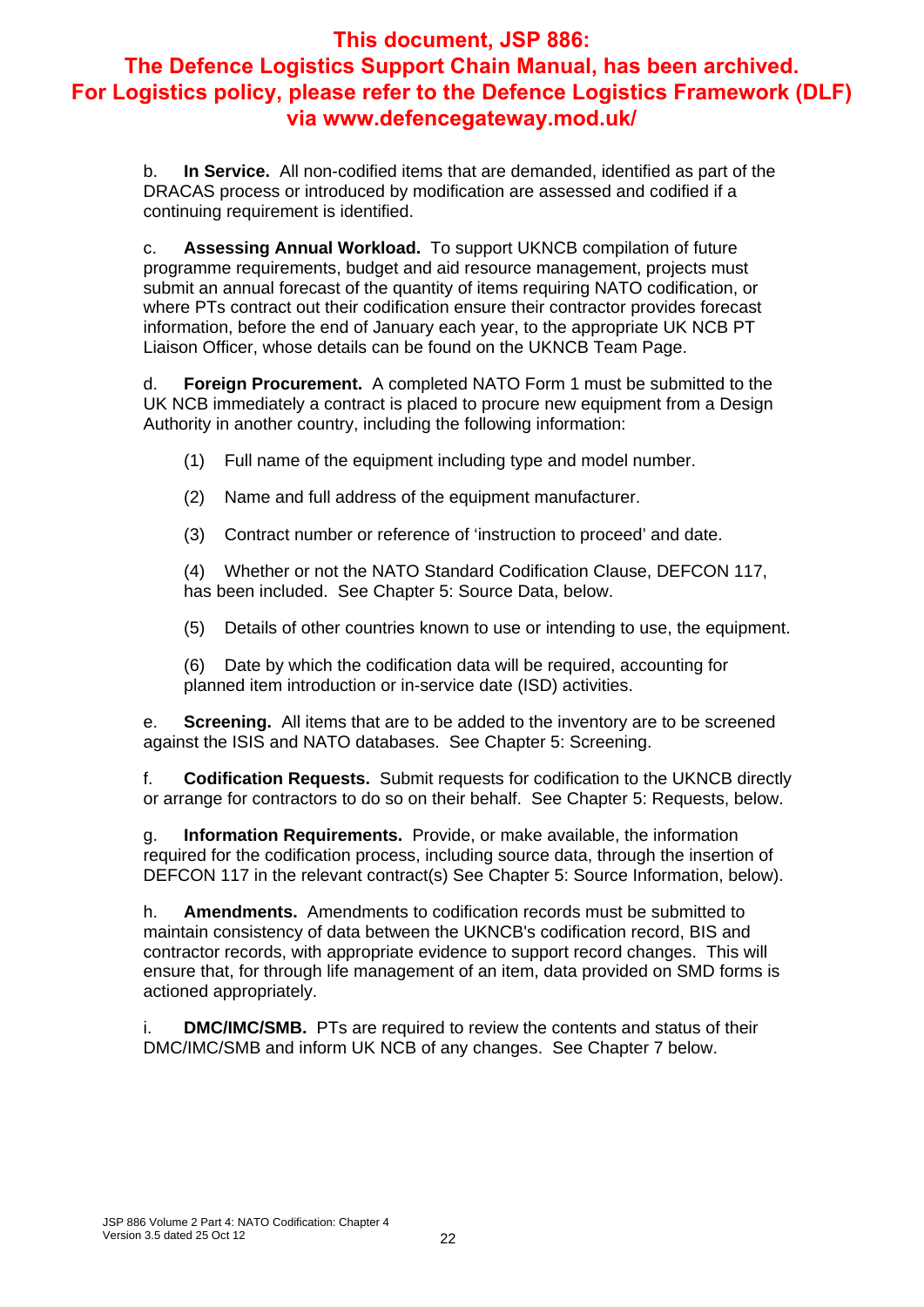**This document, JSP 886: The Defence Logistics Support Chain Manual, has been archived. For Logistics policy, please refer to the Defence Logistics Framework (DLF) via www.defencegateway.mod.uk/**

b. **In Service.** All non-codified items that are demanded, identified as part of the DRACAS process or introduced by modification are assessed and codified if a continuing requirement is identified.

c. **Assessing Annual Workload.** To support UKNCB compilation of future programme requirements, budget and aid resource management, projects must submit an annual forecast of the quantity of items requiring NATO codification, or where PTs contract out their codification ensure their contractor provides forecast information, before the end of January each year, to the appropriate UK NCB PT Liaison Officer, whose details can be found on the UKNCB Team Page.

d. **Foreign Procurement.** A completed NATO Form 1 must be submitted to the UK NCB immediately a contract is placed to procure new equipment from a Design Authority in another country, including the following information:

(1) Full name of the equipment including type and model number.

(2) Name and full address of the equipment manufacturer.

(3) Contract number or reference of 'instruction to proceed' and date.

(4) Whether or not the NATO Standard Codification Clause, DEFCON 117, has been included. See Chapter 5: Source Data, below.

(5) Details of other countries known to use or intending to use, the equipment.

(6) Date by which the codification data will be required, accounting for planned item introduction or in-service date (ISD) activities.

e. **Screening.** All items that are to be added to the inventory are to be screened against the ISIS and NATO databases. See Chapter 5: Screening.

f. **Codification Requests.** Submit requests for codification to the UKNCB directly or arrange for contractors to do so on their behalf. See Chapter 5: Requests, below.

g. **Information Requirements.** Provide, or make available, the information required for the codification process, including source data, through the insertion of DEFCON 117 in the relevant contract(s) See Chapter 5: Source Information, below).

h. **Amendments.** Amendments to codification records must be submitted to maintain consistency of data between the UKNCB's codification record, BIS and contractor records, with appropriate evidence to support record changes. This will ensure that, for through life management of an item, data provided on SMD forms is actioned appropriately.

i. **DMC/IMC/SMB.** PTs are required to review the contents and status of their DMC/IMC/SMB and inform UK NCB of any changes. See Chapter 7 below.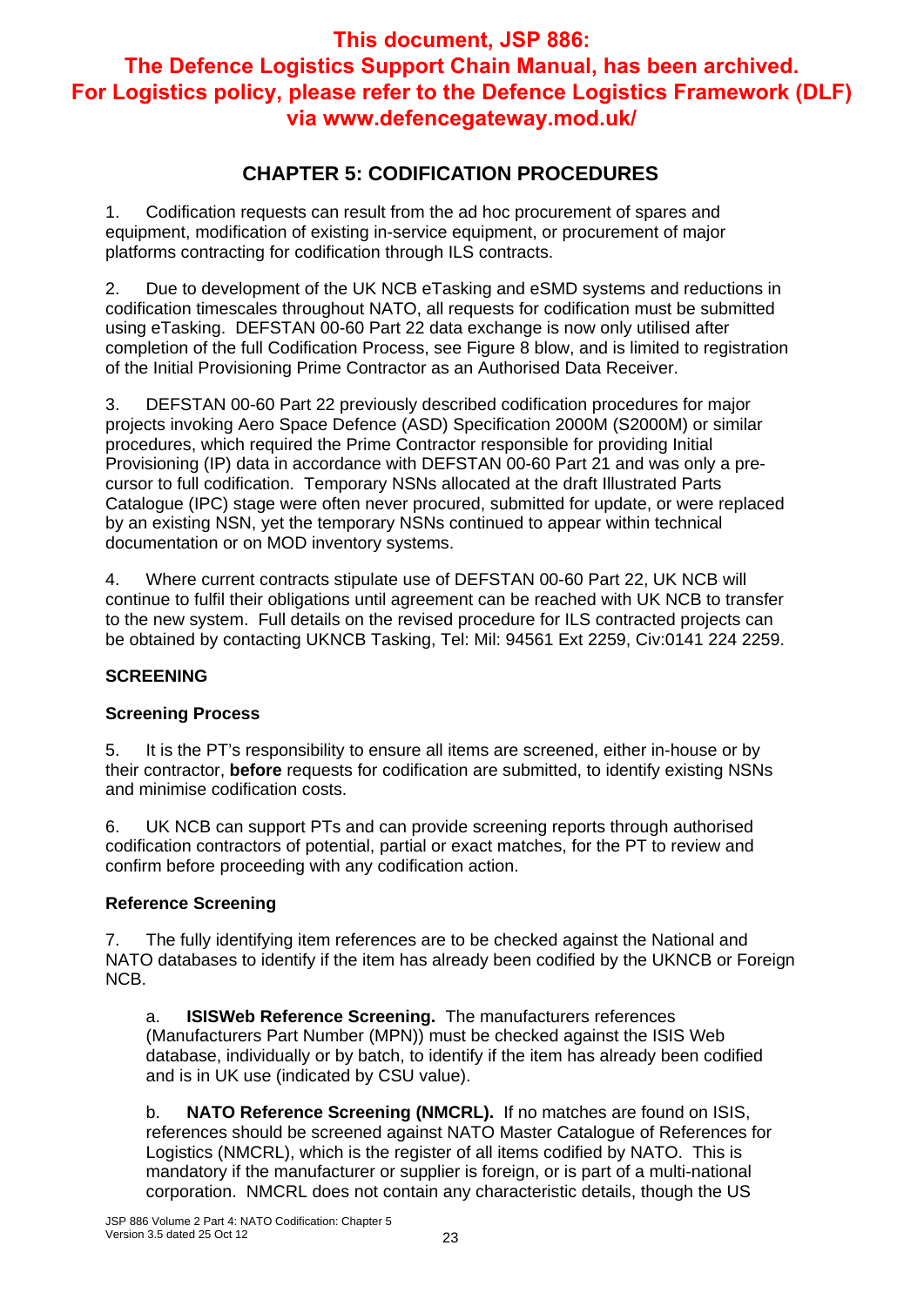**This document, JSP 886: The Defence Logistics Support Chain Manual, has been archived. For Logistics policy, please refer to the Defence Logistics Framework (DLF) via www.defencegateway.mod.uk/**

# CHAPTER 5: CODIFICATION PROCEDURES

1. Codification requests can result from the ad hoc procurement of spares and equipment, modification of existing in-service equipment, or procurement of major platforms contracting for codification through ILS contracts.

2. Due to development of the UK NCB eTasking and eSMD systems and reductions in codification timescales throughout NATO, all requests for codification must be submitted using eTasking. DEFSTAN 00-60 Part 22 data exchange is now only utilised after completion of the full Codification Process, see Figure 8 blow, and is limited to registration of the Initial Provisioning Prime Contractor as an Authorised Data Receiver.

3. DEFSTAN 00-60 Part 22 previously described codification procedures for major projects invoking Aero Space Defence (ASD) Specification 2000M (S2000M) or similar procedures, which required the Prime Contractor responsible for providing Initial Provisioning (IP) data in accordance with DEFSTAN 00-60 Part 21 and was only a pre-cursor to full codification. Temporary NSNs allocated at the draft Illustrated Parts Catalogue (IPC) stage were often never procured, submitted for update, or were replaced by an existing NSN, yet the temporary NSNs continued to appear within technical documentation or on MOD inventory systems.

4. Where current contracts stipulate use of DEFSTAN 00-60 Part 22, UK NCB will continue to fulfil their obligations until agreement can be reached with UK NCB to transfer to the new system. Full details on the revised procedure for ILS contracted projects can be obtained by contacting UKNCB Tasking, Tel: Mil: 94561 Ext 2259, Civ:0141 224 2259.

## SCREENING

### Screening Process

5. It is the PT's responsibility to ensure all items are screened, either in-house or by their contractor, **before** requests for codification are submitted, to identify existing NSNs and minimise codification costs.

6. UK NCB can support PTs and can provide screening reports through authorised codification contractors of potential, partial or exact matches, for the PT to review and confirm before proceeding with any codification action.

### Reference Screening

7. The fully identifying item references are to be checked against the National and NATO databases to identify if the item has already been codified by the UKNCB or Foreign NCB.

a. **ISISWeb Reference Screening.** The manufacturers references (Manufacturers Part Number (MPN)) must be checked against the ISIS Web database, individually or by batch, to identify if the item has already been codified and is in UK use (indicated by CSU value).

b. **NATO Reference Screening (NMCRL).** If no matches are found on ISIS, references should be screened against NATO Master Catalogue of References for Logistics (NMCRL), which is the register of all items codified by NATO. This is mandatory if the manufacturer or supplier is foreign, or is part of a multi-national corporation. NMCRL does not contain any characteristic details, though the US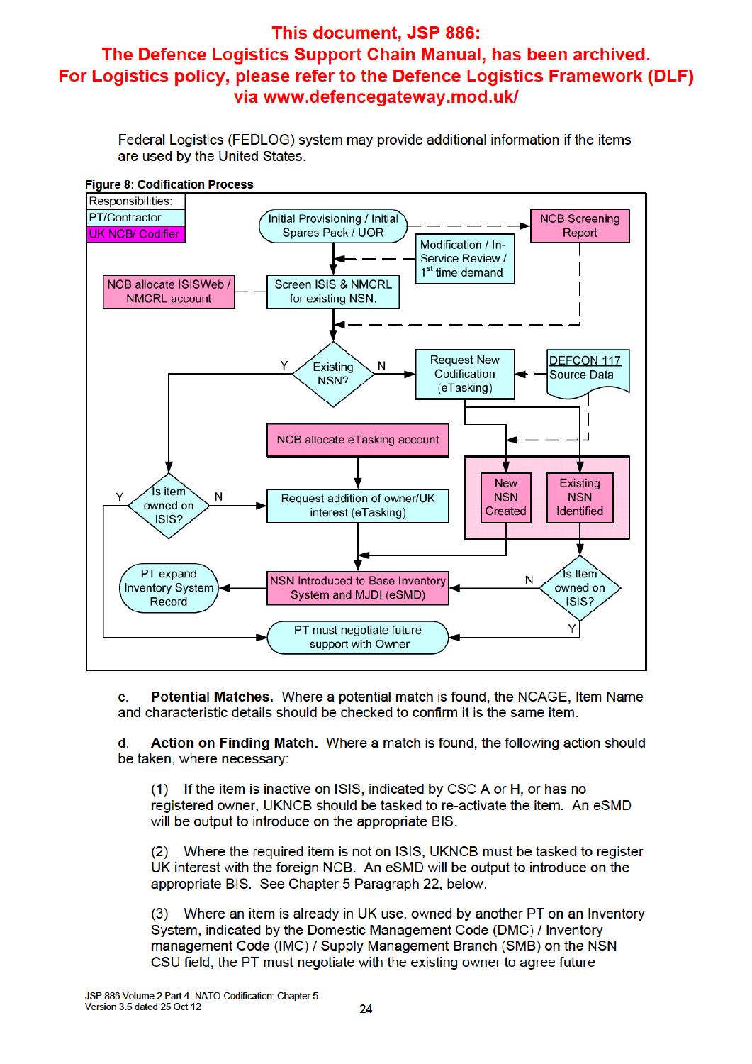**This document, JSP 886: The Defence Logistics Support Chain Manual, has been archived. For Logistics policy, please refer to the Defence Logistics Framework (DLF) via www.defencegateway.mod.uk/**

Federal Logistics (FEDLOG) system may provide additional information if the items are used by the United States.

**Figure 8: Codification Process**

Responsibilities:
PT/Contractor
UK NCB/ Codifier

Initial Provisioning / Initial Spares Pack / UOR

NCB Screening Report

Modification / In-Service Review / 1st time demand

NCB allocate ISISWeb / NMCRL account

Screen ISIS & NMCRL for existing NSN.

Existing NSN?

Request New Codification (eTasking)

DEFCON 117 Source Data

NCB allocate eTasking account

New NSN Created

Existing NSN Identified

Is item owned on ISIS?

Request addition of owner/UK interest (eTasking)

PT expand Inventory System Record

NSN Introduced to Base Inventory System and MJDI (eSMD)

Is Item owned on ISIS?

PT must negotiate future support with Owner

c. **Potential Matches.** Where a potential match is found, the NCAGE, Item Name and characteristic details should be checked to confirm it is the same item.

d. **Action on Finding Match.** Where a match is found, the following action should be taken, where necessary:

(1) If the item is inactive on ISIS, indicated by CSC A or H, or has no registered owner, UKNCB should be tasked to re-activate the item. An eSMD will be output to introduce on the appropriate BIS.

(2) Where the required item is not on ISIS, UKNCB must be tasked to register UK interest with the foreign NCB. An eSMD will be output to introduce on the appropriate BIS. See Chapter 5 Paragraph 22, below.

(3) Where an item is already in UK use, owned by another PT on an Inventory System, indicated by the Domestic Management Code (DMC) / Inventory management Code (IMC) / Supply Management Branch (SMB) on the NSN CSU field, the PT must negotiate with the existing owner to agree future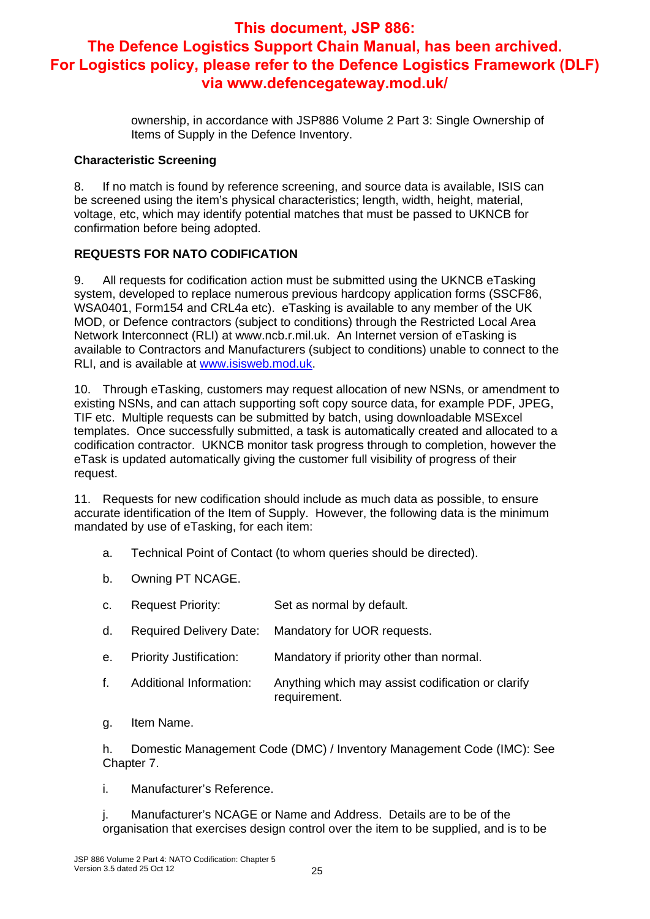ownership, in accordance with JSP886 Volume 2 Part 3: Single Ownership of Items of Supply in the Defence Inventory.

**Characteristic Screening**

8. If no match is found by reference screening, and source data is available, ISIS can be screened using the item's physical characteristics; length, width, height, material, voltage, etc, which may identify potential matches that must be passed to UKNCB for confirmation before being adopted.

**REQUESTS FOR NATO CODIFICATION**

9. All requests for codification action must be submitted using the UKNCB eTasking system, developed to replace numerous previous hardcopy application forms (SSCF86, WSA0401, Form154 and CRL4a etc). eTasking is available to any member of the UK MOD, or Defence contractors (subject to conditions) through the Restricted Local Area Network Interconnect (RLI) at www.ncb.r.mil.uk. An Internet version of eTasking is available to Contractors and Manufacturers (subject to conditions) unable to connect to the RLI, and is available at www.isisweb.mod.uk.

10. Through eTasking, customers may request allocation of new NSNs, or amendment to existing NSNs, and can attach supporting soft copy source data, for example PDF, JPEG, TIF etc. Multiple requests can be submitted by batch, using downloadable MSExcel templates. Once successfully submitted, a task is automatically created and allocated to a codification contractor. UKNCB monitor task progress through to completion, however the eTask is updated automatically giving the customer full visibility of progress of their request.

11. Requests for new codification should include as much data as possible, to ensure accurate identification of the Item of Supply. However, the following data is the minimum mandated by use of eTasking, for each item:

a. Technical Point of Contact (to whom queries should be directed).

b. Owning PT NCAGE.

c. Request Priority: Set as normal by default.

d. Required Delivery Date: Mandatory for UOR requests.

e. Priority Justification: Mandatory if priority other than normal.

f. Additional Information: Anything which may assist codification or clarify requirement.

g. Item Name.

h. Domestic Management Code (DMC) / Inventory Management Code (IMC): See Chapter 7.

i. Manufacturer's Reference.

j. Manufacturer's NCAGE or Name and Address. Details are to be of the organisation that exercises design control over the item to be supplied, and is to be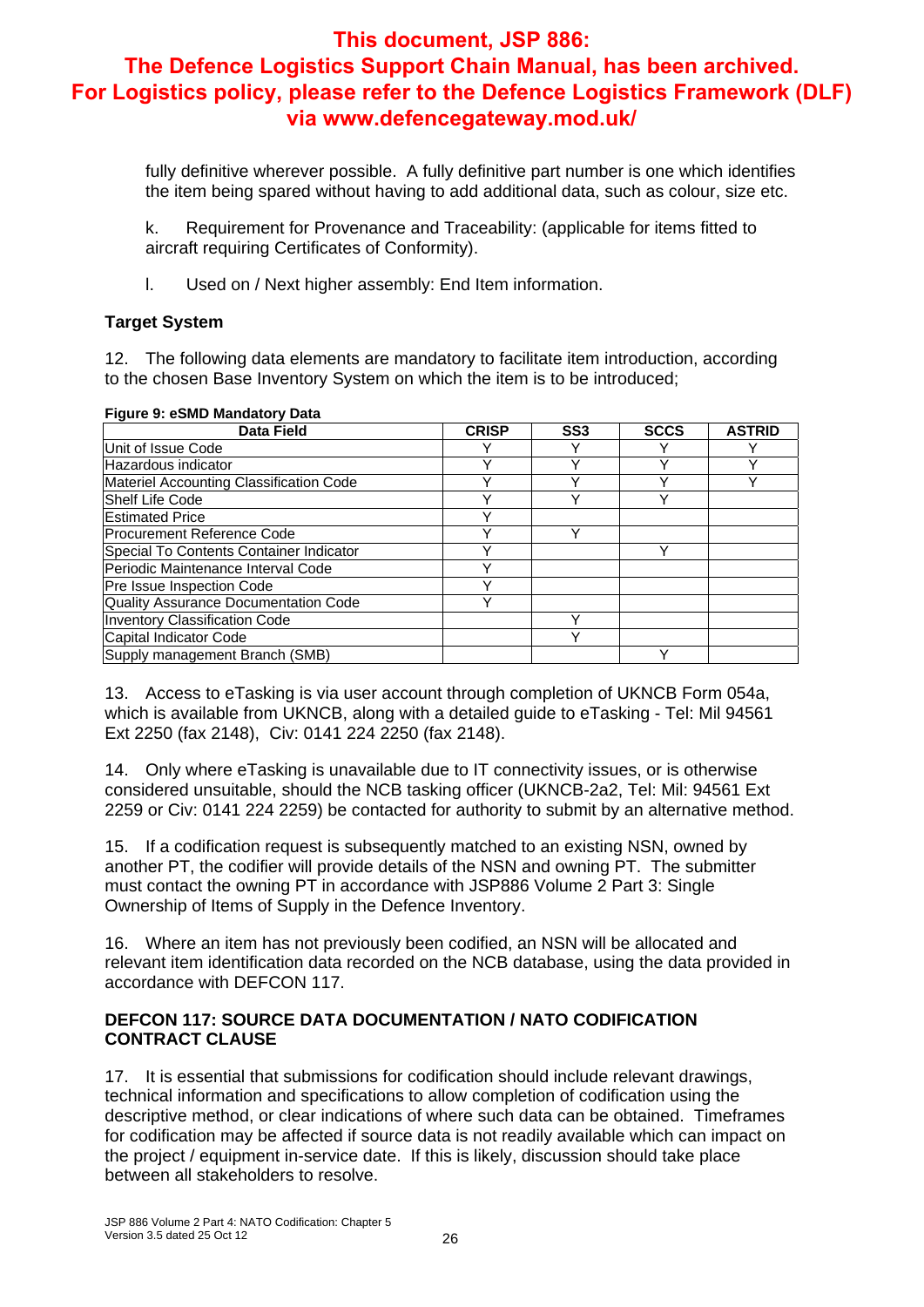**This document, JSP 886: The Defence Logistics Support Chain Manual, has been archived. For Logistics policy, please refer to the Defence Logistics Framework (DLF) via www.defencegateway.mod.uk/**

fully definitive wherever possible. A fully definitive part number is one which identifies the item being spared without having to add additional data, such as colour, size etc.

k. Requirement for Provenance and Traceability: (applicable for items fitted to aircraft requiring Certificates of Conformity).

l. Used on / Next higher assembly: End Item information.

### Target System

12. The following data elements are mandatory to facilitate item introduction, according to the chosen Base Inventory System on which the item is to be introduced;

**Figure 9: eSMD Mandatory Data**

| Data Field | CRISP | SS3 | SCCS | ASTRID |
|---|---|---|---|---|
| Unit of Issue Code | Y | Y | Y | Y |
| Hazardous indicator | Y | Y | Y | Y |
| Materiel Accounting Classification Code | Y | Y | Y | Y |
| Shelf Life Code | Y | Y | Y | |
| Estimated Price | Y | | | |
| Procurement Reference Code | Y | Y | | |
| Special To Contents Container Indicator | Y | | Y | |
| Periodic Maintenance Interval Code | Y | | | |
| Pre Issue Inspection Code | Y | | | |
| Quality Assurance Documentation Code | Y | | | |
| Inventory Classification Code | | Y | | |
| Capital Indicator Code | | Y | | |
| Supply management Branch (SMB) | | | Y | |

13. Access to eTasking is via user account through completion of UKNCB Form 054a, which is available from UKNCB, along with a detailed guide to eTasking - Tel: Mil 94561 Ext 2250 (fax 2148), Civ: 0141 224 2250 (fax 2148).

14. Only where eTasking is unavailable due to IT connectivity issues, or is otherwise considered unsuitable, should the NCB tasking officer (UKNCB-2a2, Tel: Mil: 94561 Ext 2259 or Civ: 0141 224 2259) be contacted for authority to submit by an alternative method.

15. If a codification request is subsequently matched to an existing NSN, owned by another PT, the codifier will provide details of the NSN and owning PT. The submitter must contact the owning PT in accordance with JSP886 Volume 2 Part 3: Single Ownership of Items of Supply in the Defence Inventory.

16. Where an item has not previously been codified, an NSN will be allocated and relevant item identification data recorded on the NCB database, using the data provided in accordance with DEFCON 117.

### DEFCON 117: SOURCE DATA DOCUMENTATION / NATO CODIFICATION CONTRACT CLAUSE

17. It is essential that submissions for codification should include relevant drawings, technical information and specifications to allow completion of codification using the descriptive method, or clear indications of where such data can be obtained. Timeframes for codification may be affected if source data is not readily available which can impact on the project / equipment in-service date. If this is likely, discussion should take place between all stakeholders to resolve.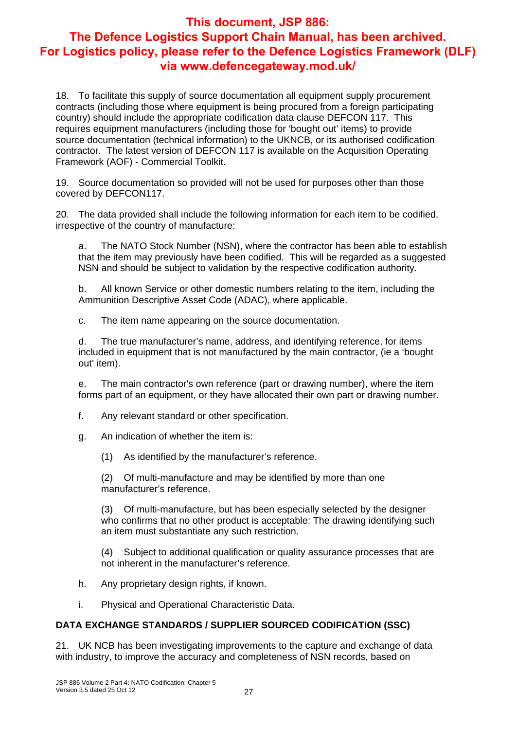**This document, JSP 886: The Defence Logistics Support Chain Manual, has been archived. For Logistics policy, please refer to the Defence Logistics Framework (DLF) via www.defencegateway.mod.uk/**

18. To facilitate this supply of source documentation all equipment supply procurement contracts (including those where equipment is being procured from a foreign participating country) should include the appropriate codification data clause DEFCON 117. This requires equipment manufacturers (including those for 'bought out' items) to provide source documentation (technical information) to the UKNCB, or its authorised codification contractor. The latest version of DEFCON 117 is available on the Acquisition Operating Framework (AOF) - Commercial Toolkit.

19. Source documentation so provided will not be used for purposes other than those covered by DEFCON117.

20. The data provided shall include the following information for each item to be codified, irrespective of the country of manufacture:

a. The NATO Stock Number (NSN), where the contractor has been able to establish that the item may previously have been codified. This will be regarded as a suggested NSN and should be subject to validation by the respective codification authority.

b. All known Service or other domestic numbers relating to the item, including the Ammunition Descriptive Asset Code (ADAC), where applicable.

c. The item name appearing on the source documentation.

d. The true manufacturer's name, address, and identifying reference, for items included in equipment that is not manufactured by the main contractor, (ie a 'bought out' item).

e. The main contractor's own reference (part or drawing number), where the item forms part of an equipment, or they have allocated their own part or drawing number.

f. Any relevant standard or other specification.

g. An indication of whether the item is:

(1) As identified by the manufacturer's reference.

(2) Of multi-manufacture and may be identified by more than one manufacturer's reference.

(3) Of multi-manufacture, but has been especially selected by the designer who confirms that no other product is acceptable: The drawing identifying such an item must substantiate any such restriction.

(4) Subject to additional qualification or quality assurance processes that are not inherent in the manufacturer's reference.

h. Any proprietary design rights, if known.

i. Physical and Operational Characteristic Data.

**DATA EXCHANGE STANDARDS / SUPPLIER SOURCED CODIFICATION (SSC)**

21. UK NCB has been investigating improvements to the capture and exchange of data with industry, to improve the accuracy and completeness of NSN records, based on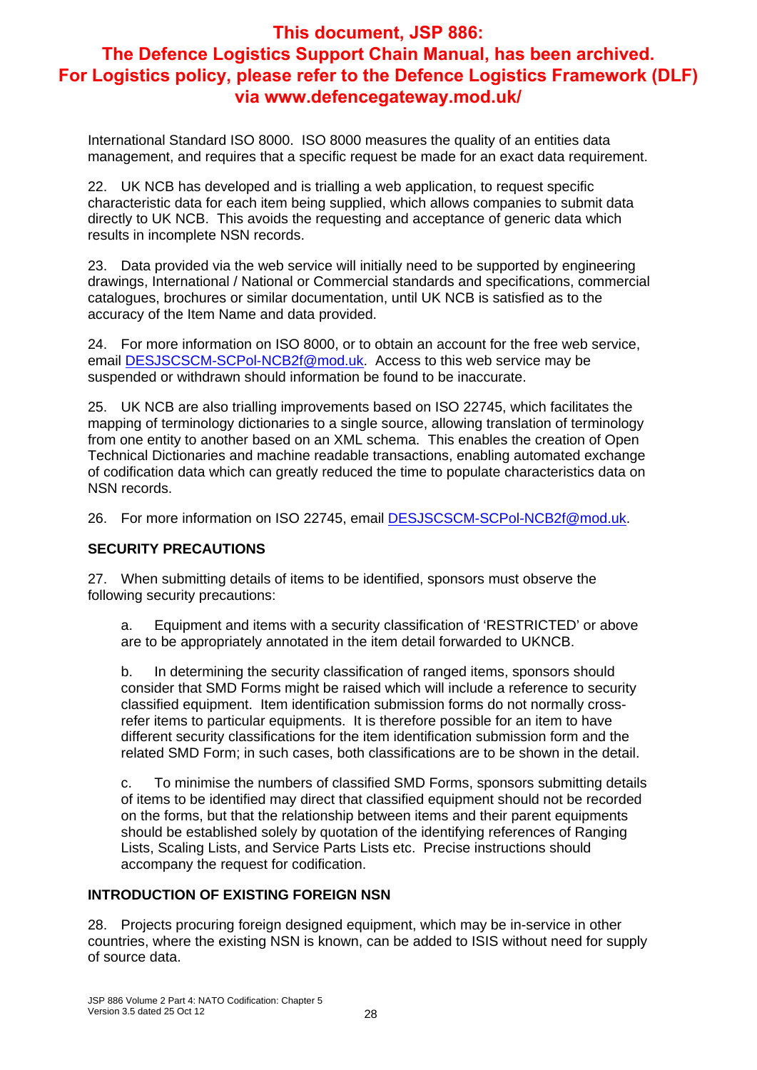**This document, JSP 886: The Defence Logistics Support Chain Manual, has been archived. For Logistics policy, please refer to the Defence Logistics Framework (DLF) via www.defencegateway.mod.uk/**

International Standard ISO 8000. ISO 8000 measures the quality of an entities data management, and requires that a specific request be made for an exact data requirement.

22. UK NCB has developed and is trialling a web application, to request specific characteristic data for each item being supplied, which allows companies to submit data directly to UK NCB. This avoids the requesting and acceptance of generic data which results in incomplete NSN records.

23. Data provided via the web service will initially need to be supported by engineering drawings, International / National or Commercial standards and specifications, commercial catalogues, brochures or similar documentation, until UK NCB is satisfied as to the accuracy of the Item Name and data provided.

24. For more information on ISO 8000, or to obtain an account for the free web service, email DESJSCSCM-SCPol-NCB2f@mod.uk. Access to this web service may be suspended or withdrawn should information be found to be inaccurate.

25. UK NCB are also trialling improvements based on ISO 22745, which facilitates the mapping of terminology dictionaries to a single source, allowing translation of terminology from one entity to another based on an XML schema. This enables the creation of Open Technical Dictionaries and machine readable transactions, enabling automated exchange of codification data which can greatly reduced the time to populate characteristics data on NSN records.

26. For more information on ISO 22745, email DESJSCSCM-SCPol-NCB2f@mod.uk.

## SECURITY PRECAUTIONS

27. When submitting details of items to be identified, sponsors must observe the following security precautions:

a. Equipment and items with a security classification of 'RESTRICTED' or above are to be appropriately annotated in the item detail forwarded to UKNCB.

b. In determining the security classification of ranged items, sponsors should consider that SMD Forms might be raised which will include a reference to security classified equipment. Item identification submission forms do not normally cross-refer items to particular equipments. It is therefore possible for an item to have different security classifications for the item identification submission form and the related SMD Form; in such cases, both classifications are to be shown in the detail.

c. To minimise the numbers of classified SMD Forms, sponsors submitting details of items to be identified may direct that classified equipment should not be recorded on the forms, but that the relationship between items and their parent equipments should be established solely by quotation of the identifying references of Ranging Lists, Scaling Lists, and Service Parts Lists etc. Precise instructions should accompany the request for codification.

## INTRODUCTION OF EXISTING FOREIGN NSN

28. Projects procuring foreign designed equipment, which may be in-service in other countries, where the existing NSN is known, can be added to ISIS without need for supply of source data.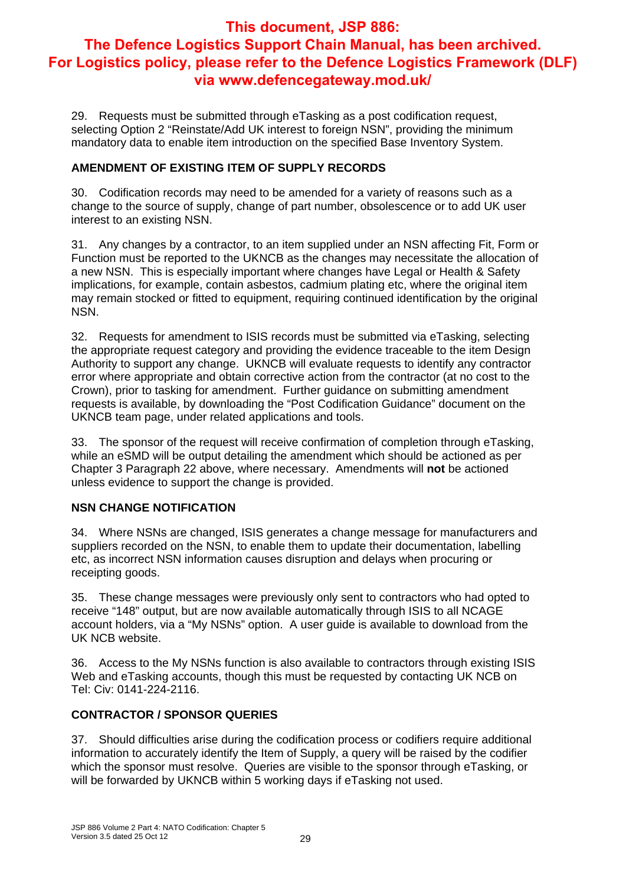**This document, JSP 886: The Defence Logistics Support Chain Manual, has been archived. For Logistics policy, please refer to the Defence Logistics Framework (DLF) via www.defencegateway.mod.uk/**

29. Requests must be submitted through eTasking as a post codification request, selecting Option 2 "Reinstate/Add UK interest to foreign NSN", providing the minimum mandatory data to enable item introduction on the specified Base Inventory System.

### AMENDMENT OF EXISTING ITEM OF SUPPLY RECORDS

30. Codification records may need to be amended for a variety of reasons such as a change to the source of supply, change of part number, obsolescence or to add UK user interest to an existing NSN.

31. Any changes by a contractor, to an item supplied under an NSN affecting Fit, Form or Function must be reported to the UKNCB as the changes may necessitate the allocation of a new NSN. This is especially important where changes have Legal or Health & Safety implications, for example, contain asbestos, cadmium plating etc, where the original item may remain stocked or fitted to equipment, requiring continued identification by the original NSN.

32. Requests for amendment to ISIS records must be submitted via eTasking, selecting the appropriate request category and providing the evidence traceable to the item Design Authority to support any change. UKNCB will evaluate requests to identify any contractor error where appropriate and obtain corrective action from the contractor (at no cost to the Crown), prior to tasking for amendment. Further guidance on submitting amendment requests is available, by downloading the "Post Codification Guidance" document on the UKNCB team page, under related applications and tools.

33. The sponsor of the request will receive confirmation of completion through eTasking, while an eSMD will be output detailing the amendment which should be actioned as per Chapter 3 Paragraph 22 above, where necessary. Amendments will **not** be actioned unless evidence to support the change is provided.

### NSN CHANGE NOTIFICATION

34. Where NSNs are changed, ISIS generates a change message for manufacturers and suppliers recorded on the NSN, to enable them to update their documentation, labelling etc, as incorrect NSN information causes disruption and delays when procuring or receipting goods.

35. These change messages were previously only sent to contractors who had opted to receive "148" output, but are now available automatically through ISIS to all NCAGE account holders, via a "My NSNs" option. A user guide is available to download from the UK NCB website.

36. Access to the My NSNs function is also available to contractors through existing ISIS Web and eTasking accounts, though this must be requested by contacting UK NCB on Tel: Civ: 0141-224-2116.

### CONTRACTOR / SPONSOR QUERIES

37. Should difficulties arise during the codification process or codifiers require additional information to accurately identify the Item of Supply, a query will be raised by the codifier which the sponsor must resolve. Queries are visible to the sponsor through eTasking, or will be forwarded by UKNCB within 5 working days if eTasking not used.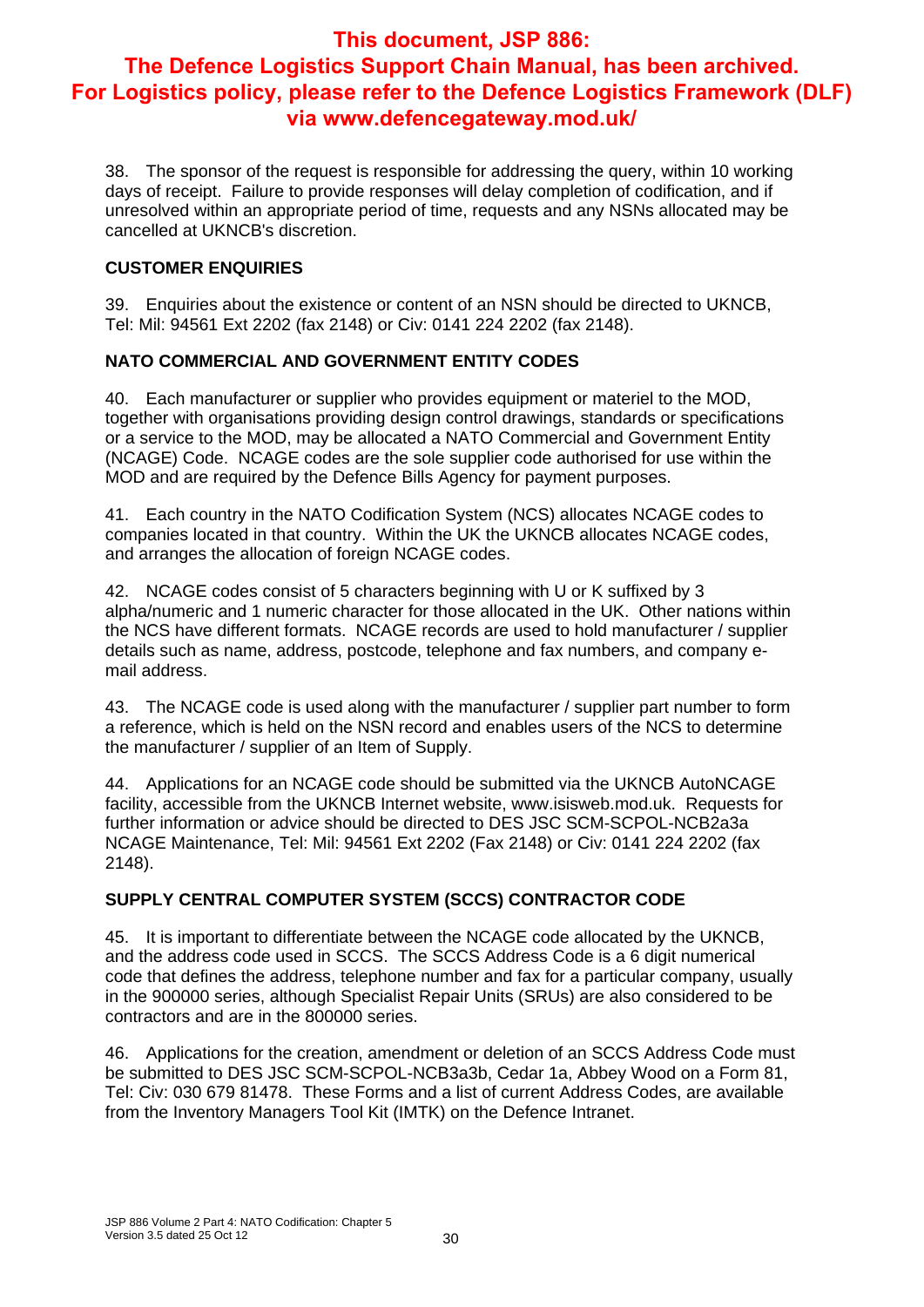**This document, JSP 886: The Defence Logistics Support Chain Manual, has been archived. For Logistics policy, please refer to the Defence Logistics Framework (DLF) via www.defencegateway.mod.uk/**

38. The sponsor of the request is responsible for addressing the query, within 10 working days of receipt. Failure to provide responses will delay completion of codification, and if unresolved within an appropriate period of time, requests and any NSNs allocated may be cancelled at UKNCB's discretion.

## CUSTOMER ENQUIRIES

39. Enquiries about the existence or content of an NSN should be directed to UKNCB, Tel: Mil: 94561 Ext 2202 (fax 2148) or Civ: 0141 224 2202 (fax 2148).

## NATO COMMERCIAL AND GOVERNMENT ENTITY CODES

40. Each manufacturer or supplier who provides equipment or materiel to the MOD, together with organisations providing design control drawings, standards or specifications or a service to the MOD, may be allocated a NATO Commercial and Government Entity (NCAGE) Code. NCAGE codes are the sole supplier code authorised for use within the MOD and are required by the Defence Bills Agency for payment purposes.

41. Each country in the NATO Codification System (NCS) allocates NCAGE codes to companies located in that country. Within the UK the UKNCB allocates NCAGE codes, and arranges the allocation of foreign NCAGE codes.

42. NCAGE codes consist of 5 characters beginning with U or K suffixed by 3 alpha/numeric and 1 numeric character for those allocated in the UK. Other nations within the NCS have different formats. NCAGE records are used to hold manufacturer / supplier details such as name, address, postcode, telephone and fax numbers, and company e-mail address.

43. The NCAGE code is used along with the manufacturer / supplier part number to form a reference, which is held on the NSN record and enables users of the NCS to determine the manufacturer / supplier of an Item of Supply.

44. Applications for an NCAGE code should be submitted via the UKNCB AutoNCAGE facility, accessible from the UKNCB Internet website, www.isisweb.mod.uk. Requests for further information or advice should be directed to DES JSC SCM-SCPOL-NCB2a3a NCAGE Maintenance, Tel: Mil: 94561 Ext 2202 (Fax 2148) or Civ: 0141 224 2202 (fax 2148).

## SUPPLY CENTRAL COMPUTER SYSTEM (SCCS) CONTRACTOR CODE

45. It is important to differentiate between the NCAGE code allocated by the UKNCB, and the address code used in SCCS. The SCCS Address Code is a 6 digit numerical code that defines the address, telephone number and fax for a particular company, usually in the 900000 series, although Specialist Repair Units (SRUs) are also considered to be contractors and are in the 800000 series.

46. Applications for the creation, amendment or deletion of an SCCS Address Code must be submitted to DES JSC SCM-SCPOL-NCB3a3b, Cedar 1a, Abbey Wood on a Form 81, Tel: Civ: 030 679 81478. These Forms and a list of current Address Codes, are available from the Inventory Managers Tool Kit (IMTK) on the Defence Intranet.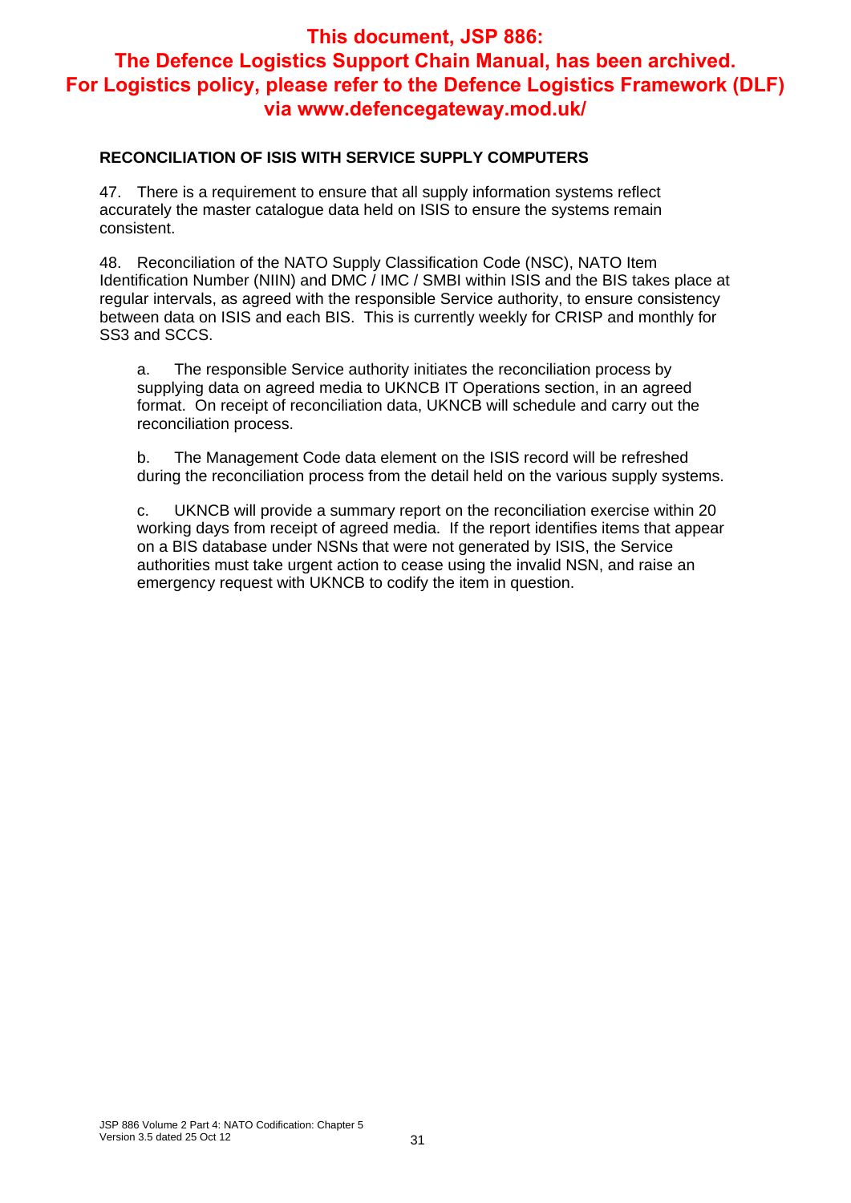**This document, JSP 886: The Defence Logistics Support Chain Manual, has been archived. For Logistics policy, please refer to the Defence Logistics Framework (DLF) via www.defencegateway.mod.uk/**

## RECONCILIATION OF ISIS WITH SERVICE SUPPLY COMPUTERS

47. There is a requirement to ensure that all supply information systems reflect accurately the master catalogue data held on ISIS to ensure the systems remain consistent.

48. Reconciliation of the NATO Supply Classification Code (NSC), NATO Item Identification Number (NIIN) and DMC / IMC / SMBI within ISIS and the BIS takes place at regular intervals, as agreed with the responsible Service authority, to ensure consistency between data on ISIS and each BIS. This is currently weekly for CRISP and monthly for SS3 and SCCS.

a. The responsible Service authority initiates the reconciliation process by supplying data on agreed media to UKNCB IT Operations section, in an agreed format. On receipt of reconciliation data, UKNCB will schedule and carry out the reconciliation process.

b. The Management Code data element on the ISIS record will be refreshed during the reconciliation process from the detail held on the various supply systems.

c. UKNCB will provide a summary report on the reconciliation exercise within 20 working days from receipt of agreed media. If the report identifies items that appear on a BIS database under NSNs that were not generated by ISIS, the Service authorities must take urgent action to cease using the invalid NSN, and raise an emergency request with UKNCB to codify the item in question.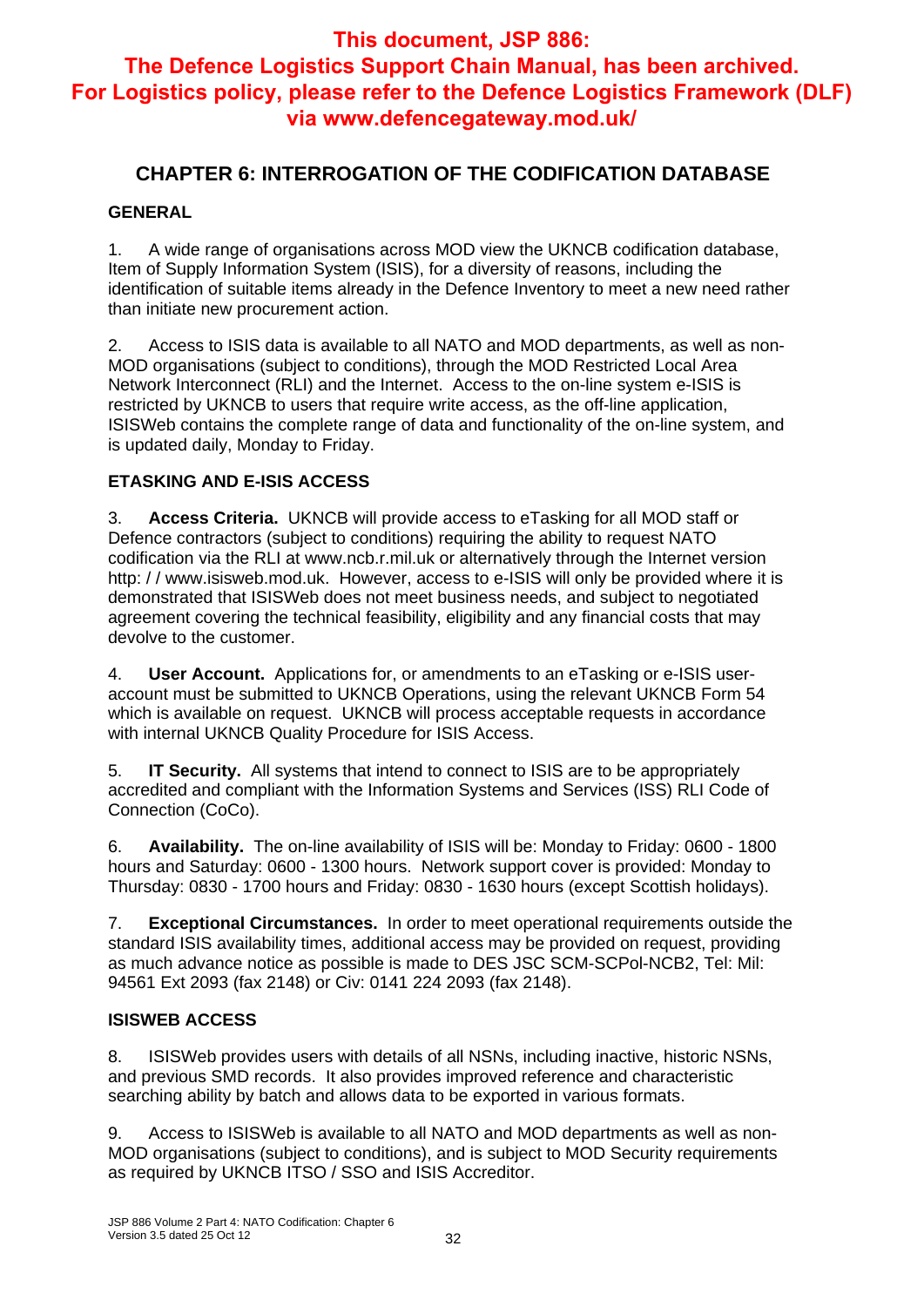**This document, JSP 886: The Defence Logistics Support Chain Manual, has been archived. For Logistics policy, please refer to the Defence Logistics Framework (DLF) via www.defencegateway.mod.uk/**

# CHAPTER 6: INTERROGATION OF THE CODIFICATION DATABASE

## GENERAL

1. A wide range of organisations across MOD view the UKNCB codification database, Item of Supply Information System (ISIS), for a diversity of reasons, including the identification of suitable items already in the Defence Inventory to meet a new need rather than initiate new procurement action.

2. Access to ISIS data is available to all NATO and MOD departments, as well as non-MOD organisations (subject to conditions), through the MOD Restricted Local Area Network Interconnect (RLI) and the Internet. Access to the on-line system e-ISIS is restricted by UKNCB to users that require write access, as the off-line application, ISISWeb contains the complete range of data and functionality of the on-line system, and is updated daily, Monday to Friday.

## ETASKING AND E-ISIS ACCESS

3. **Access Criteria.** UKNCB will provide access to eTasking for all MOD staff or Defence contractors (subject to conditions) requiring the ability to request NATO codification via the RLI at www.ncb.r.mil.uk or alternatively through the Internet version http: / / www.isisweb.mod.uk. However, access to e-ISIS will only be provided where it is demonstrated that ISISWeb does not meet business needs, and subject to negotiated agreement covering the technical feasibility, eligibility and any financial costs that may devolve to the customer.

4. **User Account.** Applications for, or amendments to an eTasking or e-ISIS user-account must be submitted to UKNCB Operations, using the relevant UKNCB Form 54 which is available on request. UKNCB will process acceptable requests in accordance with internal UKNCB Quality Procedure for ISIS Access.

5. **IT Security.** All systems that intend to connect to ISIS are to be appropriately accredited and compliant with the Information Systems and Services (ISS) RLI Code of Connection (CoCo).

6. **Availability.** The on-line availability of ISIS will be: Monday to Friday: 0600 - 1800 hours and Saturday: 0600 - 1300 hours. Network support cover is provided: Monday to Thursday: 0830 - 1700 hours and Friday: 0830 - 1630 hours (except Scottish holidays).

7. **Exceptional Circumstances.** In order to meet operational requirements outside the standard ISIS availability times, additional access may be provided on request, providing as much advance notice as possible is made to DES JSC SCM-SCPol-NCB2, Tel: Mil: 94561 Ext 2093 (fax 2148) or Civ: 0141 224 2093 (fax 2148).

## ISISWEB ACCESS

8. ISISWeb provides users with details of all NSNs, including inactive, historic NSNs, and previous SMD records. It also provides improved reference and characteristic searching ability by batch and allows data to be exported in various formats.

9. Access to ISISWeb is available to all NATO and MOD departments as well as non-MOD organisations (subject to conditions), and is subject to MOD Security requirements as required by UKNCB ITSO / SSO and ISIS Accreditor.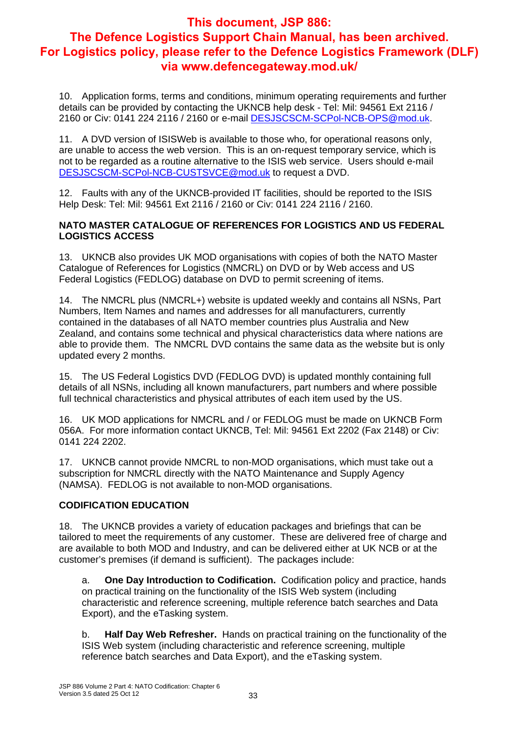**This document, JSP 886: The Defence Logistics Support Chain Manual, has been archived. For Logistics policy, please refer to the Defence Logistics Framework (DLF) via www.defencegateway.mod.uk/**

10. Application forms, terms and conditions, minimum operating requirements and further details can be provided by contacting the UKNCB help desk - Tel: Mil: 94561 Ext 2116 / 2160 or Civ: 0141 224 2116 / 2160 or e-mail DESJSCSCM-SCPol-NCB-OPS@mod.uk.

11. A DVD version of ISISWeb is available to those who, for operational reasons only, are unable to access the web version. This is an on-request temporary service, which is not to be regarded as a routine alternative to the ISIS web service. Users should e-mail DESJSCSCM-SCPol-NCB-CUSTSVCE@mod.uk to request a DVD.

12. Faults with any of the UKNCB-provided IT facilities, should be reported to the ISIS Help Desk: Tel: Mil: 94561 Ext 2116 / 2160 or Civ: 0141 224 2116 / 2160.

## NATO MASTER CATALOGUE OF REFERENCES FOR LOGISTICS AND US FEDERAL LOGISTICS ACCESS

13. UKNCB also provides UK MOD organisations with copies of both the NATO Master Catalogue of References for Logistics (NMCRL) on DVD or by Web access and US Federal Logistics (FEDLOG) database on DVD to permit screening of items.

14. The NMCRL plus (NMCRL+) website is updated weekly and contains all NSNs, Part Numbers, Item Names and names and addresses for all manufacturers, currently contained in the databases of all NATO member countries plus Australia and New Zealand, and contains some technical and physical characteristics data where nations are able to provide them. The NMCRL DVD contains the same data as the website but is only updated every 2 months.

15. The US Federal Logistics DVD (FEDLOG DVD) is updated monthly containing full details of all NSNs, including all known manufacturers, part numbers and where possible full technical characteristics and physical attributes of each item used by the US.

16. UK MOD applications for NMCRL and / or FEDLOG must be made on UKNCB Form 056A. For more information contact UKNCB, Tel: Mil: 94561 Ext 2202 (Fax 2148) or Civ: 0141 224 2202.

17. UKNCB cannot provide NMCRL to non-MOD organisations, which must take out a subscription for NMCRL directly with the NATO Maintenance and Supply Agency (NAMSA). FEDLOG is not available to non-MOD organisations.

## CODIFICATION EDUCATION

18. The UKNCB provides a variety of education packages and briefings that can be tailored to meet the requirements of any customer. These are delivered free of charge and are available to both MOD and Industry, and can be delivered either at UK NCB or at the customer's premises (if demand is sufficient). The packages include:

a. **One Day Introduction to Codification.** Codification policy and practice, hands on practical training on the functionality of the ISIS Web system (including characteristic and reference screening, multiple reference batch searches and Data Export), and the eTasking system.

b. **Half Day Web Refresher.** Hands on practical training on the functionality of the ISIS Web system (including characteristic and reference screening, multiple reference batch searches and Data Export), and the eTasking system.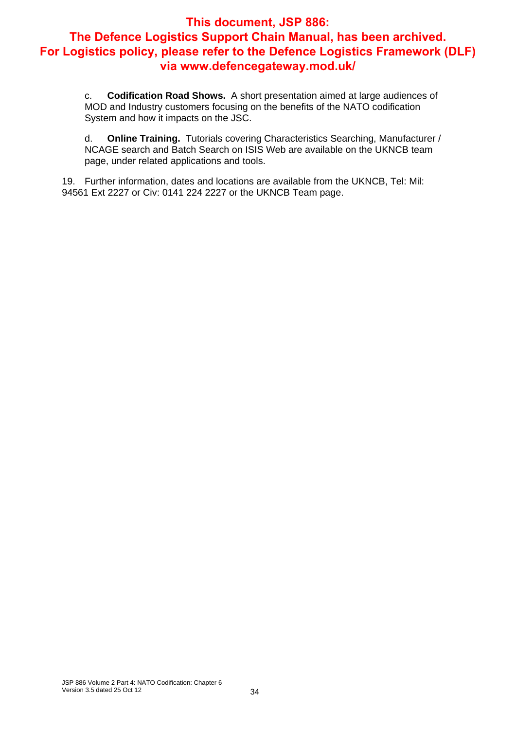**This document, JSP 886: The Defence Logistics Support Chain Manual, has been archived. For Logistics policy, please refer to the Defence Logistics Framework (DLF) via www.defencegateway.mod.uk/**

c. **Codification Road Shows.** A short presentation aimed at large audiences of MOD and Industry customers focusing on the benefits of the NATO codification System and how it impacts on the JSC.

d. **Online Training.** Tutorials covering Characteristics Searching, Manufacturer / NCAGE search and Batch Search on ISIS Web are available on the UKNCB team page, under related applications and tools.

19. Further information, dates and locations are available from the UKNCB, Tel: Mil: 94561 Ext 2227 or Civ: 0141 224 2227 or the UKNCB Team page.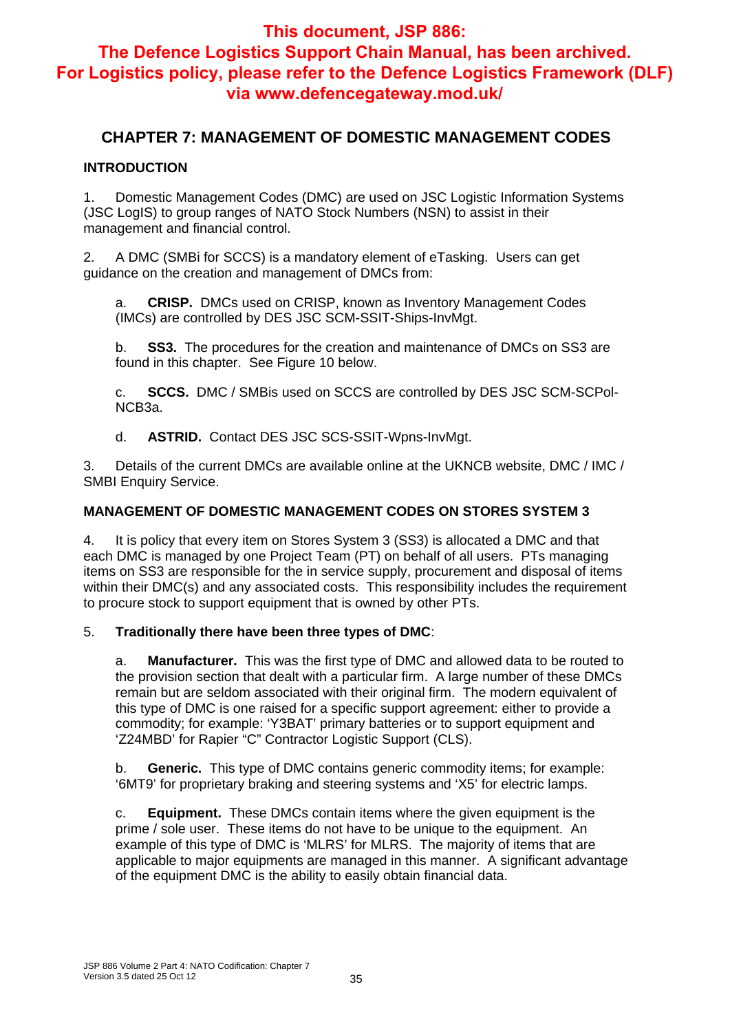**This document, JSP 886: The Defence Logistics Support Chain Manual, has been archived. For Logistics policy, please refer to the Defence Logistics Framework (DLF) via www.defencegateway.mod.uk/**

## CHAPTER 7: MANAGEMENT OF DOMESTIC MANAGEMENT CODES

### INTRODUCTION

1. Domestic Management Codes (DMC) are used on JSC Logistic Information Systems (JSC LogIS) to group ranges of NATO Stock Numbers (NSN) to assist in their management and financial control.

2. A DMC (SMBi for SCCS) is a mandatory element of eTasking. Users can get guidance on the creation and management of DMCs from:

   a. **CRISP.** DMCs used on CRISP, known as Inventory Management Codes (IMCs) are controlled by DES JSC SCM-SSIT-Ships-InvMgt.

   b. **SS3.** The procedures for the creation and maintenance of DMCs on SS3 are found in this chapter. See Figure 10 below.

   c. **SCCS.** DMC / SMBis used on SCCS are controlled by DES JSC SCM-SCPol-NCB3a.

   d. **ASTRID.** Contact DES JSC SCS-SSIT-Wpns-InvMgt.

3. Details of the current DMCs are available online at the UKNCB website, DMC / IMC / SMBI Enquiry Service.

### MANAGEMENT OF DOMESTIC MANAGEMENT CODES ON STORES SYSTEM 3

4. It is policy that every item on Stores System 3 (SS3) is allocated a DMC and that each DMC is managed by one Project Team (PT) on behalf of all users. PTs managing items on SS3 are responsible for the in service supply, procurement and disposal of items within their DMC(s) and any associated costs. This responsibility includes the requirement to procure stock to support equipment that is owned by other PTs.

5. **Traditionally there have been three types of DMC**:

   a. **Manufacturer.** This was the first type of DMC and allowed data to be routed to the provision section that dealt with a particular firm. A large number of these DMCs remain but are seldom associated with their original firm. The modern equivalent of this type of DMC is one raised for a specific support agreement: either to provide a commodity; for example: 'Y3BAT' primary batteries or to support equipment and 'Z24MBD' for Rapier "C" Contractor Logistic Support (CLS).

   b. **Generic.** This type of DMC contains generic commodity items; for example: '6MT9' for proprietary braking and steering systems and 'X5' for electric lamps.

   c. **Equipment.** These DMCs contain items where the given equipment is the prime / sole user. These items do not have to be unique to the equipment. An example of this type of DMC is 'MLRS' for MLRS. The majority of items that are applicable to major equipments are managed in this manner. A significant advantage of the equipment DMC is the ability to easily obtain financial data.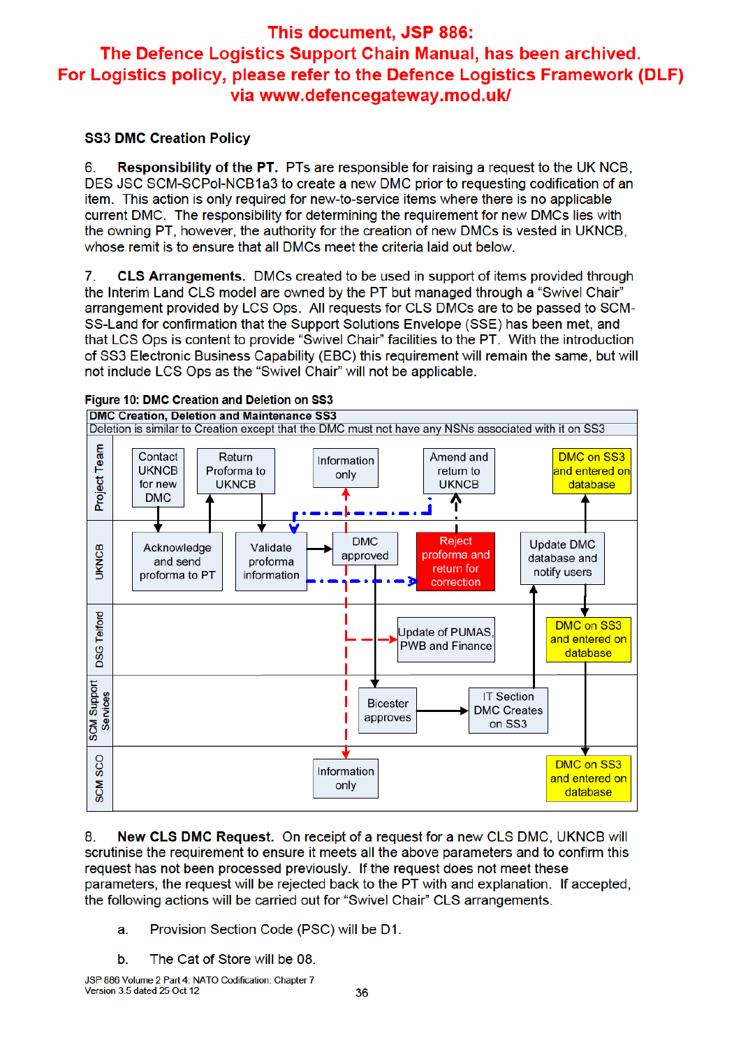### SS3 DMC Creation Policy

6. **Responsibility of the PT.** PTs are responsible for raising a request to the UK NCB, DES JSC SCM-SCPol-NCB1a3 to create a new DMC prior to requesting codification of an item. This action is only required for new-to-service items where there is no applicable current DMC. The responsibility for determining the requirement for new DMCs lies with the owning PT, however, the authority for the creation of new DMCs is vested in UKNCB, whose remit is to ensure that all DMCs meet the criteria laid out below.

7. **CLS Arrangements.** DMCs created to be used in support of items provided through the Interim Land CLS model are owned by the PT but managed through a "Swivel Chair" arrangement provided by LCS Ops. All requests for CLS DMCs are to be passed to SCM-SS-Land for confirmation that the Support Solutions Envelope (SSE) has been met, and that LCS Ops is content to provide "Swivel Chair" facilities to the PT. With the introduction of SS3 Electronic Business Capability (EBC) this requirement will remain the same, but will not include LCS Ops as the "Swivel Chair" will not be applicable.

**Figure 10: DMC Creation and Deletion on SS3**

**DMC Creation, Deletion and Maintenance SS3**

Deletion is similar to Creation except that the DMC must not have any NSNs associated with it on SS3

| Lane | Steps |
|---|---|
| Project Team | Contact UKNCB for new DMC; Return Proforma to UKNCB; Information only; Amend and return to UKNCB; DMC on SS3 and entered on database |
| UKNCB | Acknowledge and send proforma to PT; Validate proforma information; DMC approved; Reject proforma and return for correction; Update DMC database and notify users |
| DSG Telford | Update of PUMAS, PWB and Finance; DMC on SS3 and entered on database |
| SCM Support Services | Bicester approves; IT Section DMC Creates on SS3 |
| SCM SCO | Information only; DMC on SS3 and entered on database |

8. **New CLS DMC Request.** On receipt of a request for a new CLS DMC, UKNCB will scrutinise the requirement to ensure it meets all the above parameters and to confirm this request has not been processed previously. If the request does not meet these parameters, the request will be rejected back to the PT with and explanation. If accepted, the following actions will be carried out for "Swivel Chair" CLS arrangements.

a. Provision Section Code (PSC) will be D1.

b. The Cat of Store will be 08.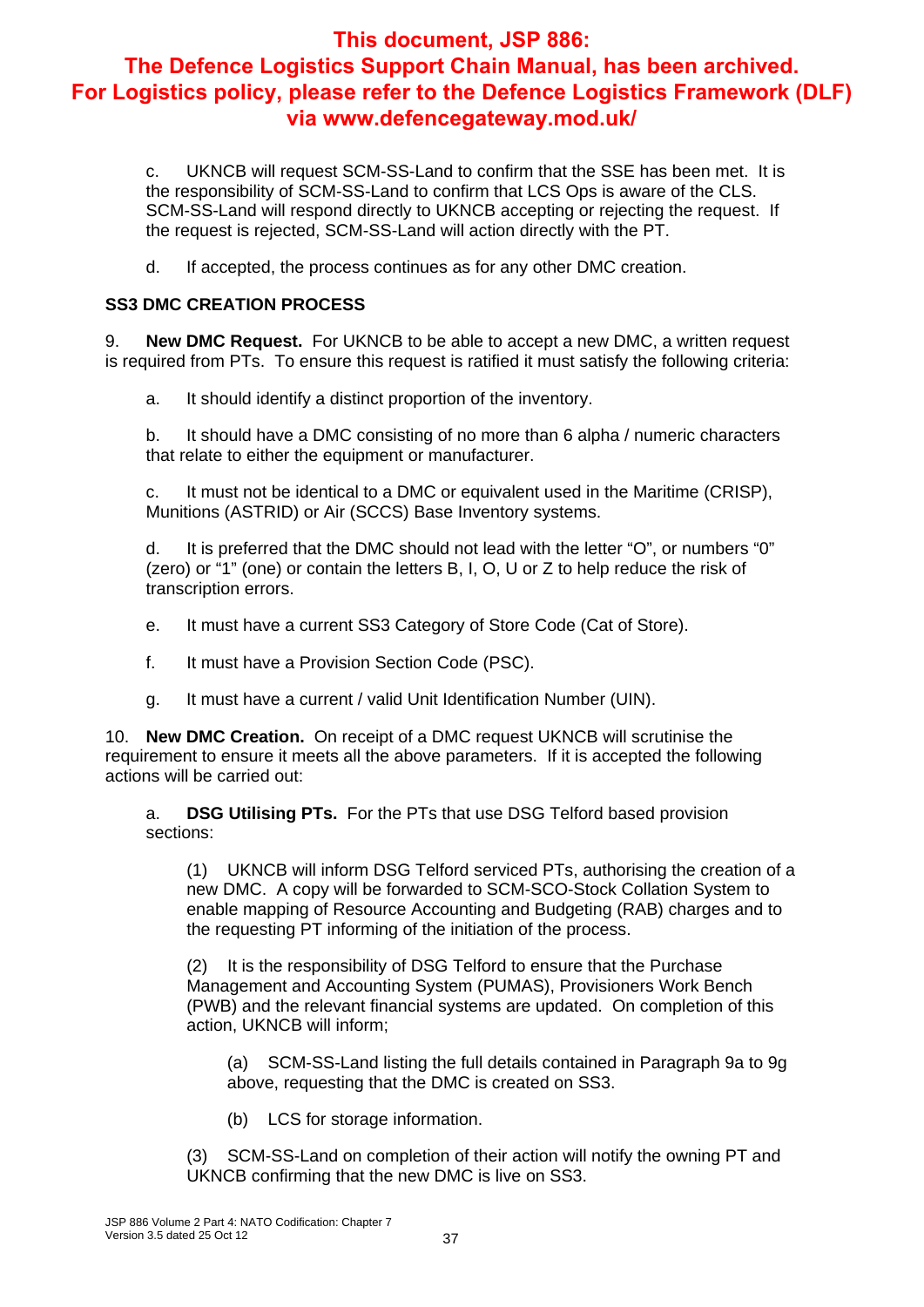**This document, JSP 886: The Defence Logistics Support Chain Manual, has been archived. For Logistics policy, please refer to the Defence Logistics Framework (DLF) via www.defencegateway.mod.uk/**

c. UKNCB will request SCM-SS-Land to confirm that the SSE has been met. It is the responsibility of SCM-SS-Land to confirm that LCS Ops is aware of the CLS. SCM-SS-Land will respond directly to UKNCB accepting or rejecting the request. If the request is rejected, SCM-SS-Land will action directly with the PT.

d. If accepted, the process continues as for any other DMC creation.

**SS3 DMC CREATION PROCESS**

9. **New DMC Request.** For UKNCB to be able to accept a new DMC, a written request is required from PTs. To ensure this request is ratified it must satisfy the following criteria:

a. It should identify a distinct proportion of the inventory.

b. It should have a DMC consisting of no more than 6 alpha / numeric characters that relate to either the equipment or manufacturer.

c. It must not be identical to a DMC or equivalent used in the Maritime (CRISP), Munitions (ASTRID) or Air (SCCS) Base Inventory systems.

d. It is preferred that the DMC should not lead with the letter "O", or numbers "0" (zero) or "1" (one) or contain the letters B, I, O, U or Z to help reduce the risk of transcription errors.

e. It must have a current SS3 Category of Store Code (Cat of Store).

f. It must have a Provision Section Code (PSC).

g. It must have a current / valid Unit Identification Number (UIN).

10. **New DMC Creation.** On receipt of a DMC request UKNCB will scrutinise the requirement to ensure it meets all the above parameters. If it is accepted the following actions will be carried out:

a. **DSG Utilising PTs.** For the PTs that use DSG Telford based provision sections:

(1) UKNCB will inform DSG Telford serviced PTs, authorising the creation of a new DMC. A copy will be forwarded to SCM-SCO-Stock Collation System to enable mapping of Resource Accounting and Budgeting (RAB) charges and to the requesting PT informing of the initiation of the process.

(2) It is the responsibility of DSG Telford to ensure that the Purchase Management and Accounting System (PUMAS), Provisioners Work Bench (PWB) and the relevant financial systems are updated. On completion of this action, UKNCB will inform;

(a) SCM-SS-Land listing the full details contained in Paragraph 9a to 9g above, requesting that the DMC is created on SS3.

(b) LCS for storage information.

(3) SCM-SS-Land on completion of their action will notify the owning PT and UKNCB confirming that the new DMC is live on SS3.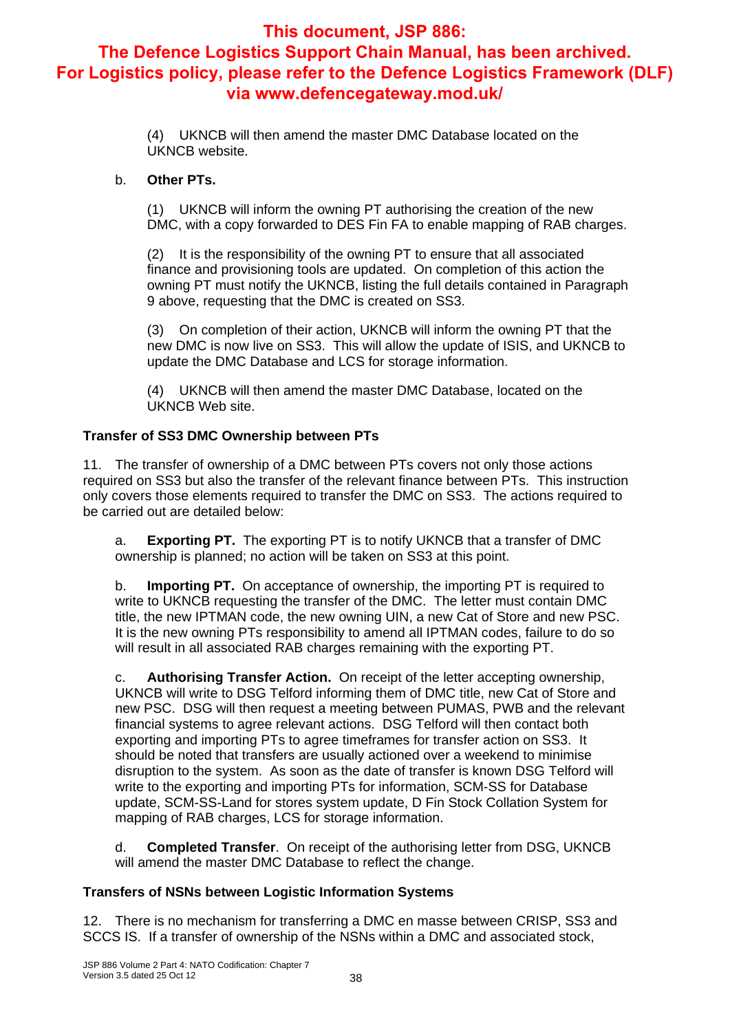(4) UKNCB will then amend the master DMC Database located on the UKNCB website.

b. **Other PTs.**

(1) UKNCB will inform the owning PT authorising the creation of the new DMC, with a copy forwarded to DES Fin FA to enable mapping of RAB charges.

(2) It is the responsibility of the owning PT to ensure that all associated finance and provisioning tools are updated. On completion of this action the owning PT must notify the UKNCB, listing the full details contained in Paragraph 9 above, requesting that the DMC is created on SS3.

(3) On completion of their action, UKNCB will inform the owning PT that the new DMC is now live on SS3. This will allow the update of ISIS, and UKNCB to update the DMC Database and LCS for storage information.

(4) UKNCB will then amend the master DMC Database, located on the UKNCB Web site.

### Transfer of SS3 DMC Ownership between PTs

11. The transfer of ownership of a DMC between PTs covers not only those actions required on SS3 but also the transfer of the relevant finance between PTs. This instruction only covers those elements required to transfer the DMC on SS3. The actions required to be carried out are detailed below:

a. **Exporting PT.** The exporting PT is to notify UKNCB that a transfer of DMC ownership is planned; no action will be taken on SS3 at this point.

b. **Importing PT.** On acceptance of ownership, the importing PT is required to write to UKNCB requesting the transfer of the DMC. The letter must contain DMC title, the new IPTMAN code, the new owning UIN, a new Cat of Store and new PSC. It is the new owning PTs responsibility to amend all IPTMAN codes, failure to do so will result in all associated RAB charges remaining with the exporting PT.

c. **Authorising Transfer Action.** On receipt of the letter accepting ownership, UKNCB will write to DSG Telford informing them of DMC title, new Cat of Store and new PSC. DSG will then request a meeting between PUMAS, PWB and the relevant financial systems to agree relevant actions. DSG Telford will then contact both exporting and importing PTs to agree timeframes for transfer action on SS3. It should be noted that transfers are usually actioned over a weekend to minimise disruption to the system. As soon as the date of transfer is known DSG Telford will write to the exporting and importing PTs for information, SCM-SS for Database update, SCM-SS-Land for stores system update, D Fin Stock Collation System for mapping of RAB charges, LCS for storage information.

d. **Completed Transfer**. On receipt of the authorising letter from DSG, UKNCB will amend the master DMC Database to reflect the change.

### Transfers of NSNs between Logistic Information Systems

12. There is no mechanism for transferring a DMC en masse between CRISP, SS3 and SCCS IS. If a transfer of ownership of the NSNs within a DMC and associated stock,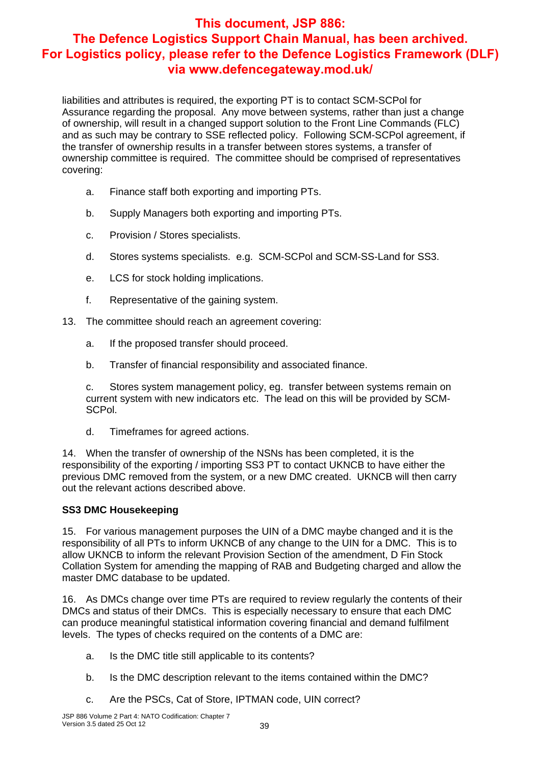**This document, JSP 886: The Defence Logistics Support Chain Manual, has been archived. For Logistics policy, please refer to the Defence Logistics Framework (DLF) via www.defencegateway.mod.uk/**

liabilities and attributes is required, the exporting PT is to contact SCM-SCPol for Assurance regarding the proposal. Any move between systems, rather than just a change of ownership, will result in a changed support solution to the Front Line Commands (FLC) and as such may be contrary to SSE reflected policy. Following SCM-SCPol agreement, if the transfer of ownership results in a transfer between stores systems, a transfer of ownership committee is required. The committee should be comprised of representatives covering:

a. Finance staff both exporting and importing PTs.

b. Supply Managers both exporting and importing PTs.

c. Provision / Stores specialists.

d. Stores systems specialists. e.g. SCM-SCPol and SCM-SS-Land for SS3.

e. LCS for stock holding implications.

f. Representative of the gaining system.

13. The committee should reach an agreement covering:

a. If the proposed transfer should proceed.

b. Transfer of financial responsibility and associated finance.

c. Stores system management policy, eg. transfer between systems remain on current system with new indicators etc. The lead on this will be provided by SCM-SCPol.

d. Timeframes for agreed actions.

14. When the transfer of ownership of the NSNs has been completed, it is the responsibility of the exporting / importing SS3 PT to contact UKNCB to have either the previous DMC removed from the system, or a new DMC created. UKNCB will then carry out the relevant actions described above.

**SS3 DMC Housekeeping**

15. For various management purposes the UIN of a DMC maybe changed and it is the responsibility of all PTs to inform UKNCB of any change to the UIN for a DMC. This is to allow UKNCB to inform the relevant Provision Section of the amendment, D Fin Stock Collation System for amending the mapping of RAB and Budgeting charged and allow the master DMC database to be updated.

16. As DMCs change over time PTs are required to review regularly the contents of their DMCs and status of their DMCs. This is especially necessary to ensure that each DMC can produce meaningful statistical information covering financial and demand fulfilment levels. The types of checks required on the contents of a DMC are:

a. Is the DMC title still applicable to its contents?

b. Is the DMC description relevant to the items contained within the DMC?

c. Are the PSCs, Cat of Store, IPTMAN code, UIN correct?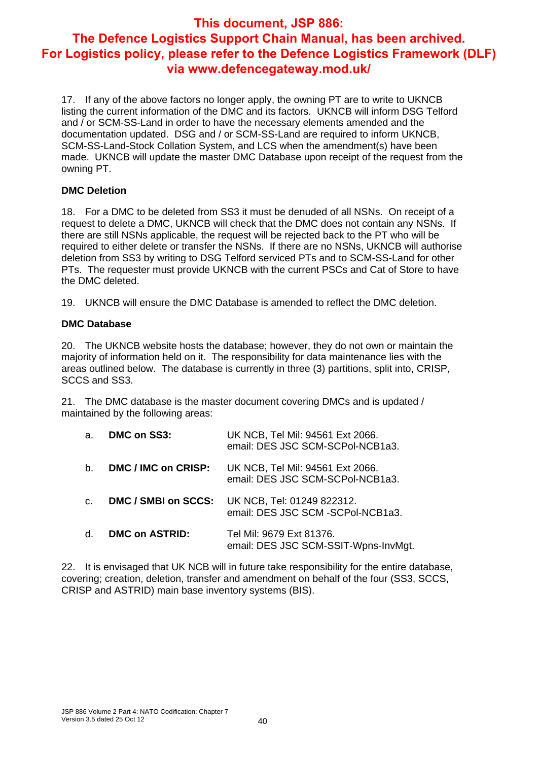**This document, JSP 886: The Defence Logistics Support Chain Manual, has been archived. For Logistics policy, please refer to the Defence Logistics Framework (DLF) via www.defencegateway.mod.uk/**

17. If any of the above factors no longer apply, the owning PT are to write to UKNCB listing the current information of the DMC and its factors. UKNCB will inform DSG Telford and / or SCM-SS-Land in order to have the necessary elements amended and the documentation updated. DSG and / or SCM-SS-Land are required to inform UKNCB, SCM-SS-Land-Stock Collation System, and LCS when the amendment(s) have been made. UKNCB will update the master DMC Database upon receipt of the request from the owning PT.

**DMC Deletion**

18. For a DMC to be deleted from SS3 it must be denuded of all NSNs. On receipt of a request to delete a DMC, UKNCB will check that the DMC does not contain any NSNs. If there are still NSNs applicable, the request will be rejected back to the PT who will be required to either delete or transfer the NSNs. If there are no NSNs, UKNCB will authorise deletion from SS3 by writing to DSG Telford serviced PTs and to SCM-SS-Land for other PTs. The requester must provide UKNCB with the current PSCs and Cat of Store to have the DMC deleted.

19. UKNCB will ensure the DMC Database is amended to reflect the DMC deletion.

**DMC Database**

20. The UKNCB website hosts the database; however, they do not own or maintain the majority of information held on it. The responsibility for data maintenance lies with the areas outlined below. The database is currently in three (3) partitions, split into, CRISP, SCCS and SS3.

21. The DMC database is the master document covering DMCs and is updated / maintained by the following areas:

a. **DMC on SS3:** UK NCB, Tel Mil: 94561 Ext 2066. email: DES JSC SCM-SCPol-NCB1a3.

b. **DMC / IMC on CRISP:** UK NCB, Tel Mil: 94561 Ext 2066. email: DES JSC SCM-SCPol-NCB1a3.

c. **DMC / SMBI on SCCS:** UK NCB, Tel: 01249 822312. email: DES JSC SCM -SCPol-NCB1a3.

d. **DMC on ASTRID:** Tel Mil: 9679 Ext 81376. email: DES JSC SCM-SSIT-Wpns-InvMgt.

22. It is envisaged that UK NCB will in future take responsibility for the entire database, covering; creation, deletion, transfer and amendment on behalf of the four (SS3, SCCS, CRISP and ASTRID) main base inventory systems (BIS).